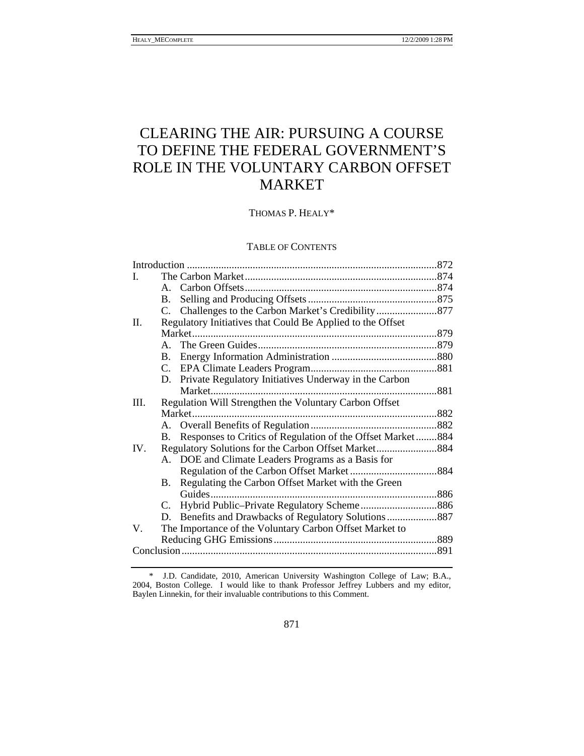# CLEARING THE AIR: PURSUING A COURSE TO DEFINE THE FEDERAL GOVERNMENT'S ROLE IN THE VOLUNTARY CARBON OFFSET MARKET

THOMAS P. HEALY*

## TABLE OF CONTENTS

| | | |
|---|---|---|
| Introduction | | 872 |
| I. | The Carbon Market | 874 |
| | A. Carbon Offsets | 874 |
| | B. Selling and Producing Offsets | 875 |
| | C. Challenges to the Carbon Market's Credibility | 877 |
| II. | Regulatory Initiatives that Could Be Applied to the Offset Market | 879 |
| | A. The Green Guides | 879 |
| | B. Energy Information Administration | 880 |
| | C. EPA Climate Leaders Program | 881 |
| | D. Private Regulatory Initiatives Underway in the Carbon Market | 881 |
| III. | Regulation Will Strengthen the Voluntary Carbon Offset Market | 882 |
| | A. Overall Benefits of Regulation | 882 |
| | B. Responses to Critics of Regulation of the Offset Market | 884 |
| IV. | Regulatory Solutions for the Carbon Offset Market | 884 |
| | A. DOE and Climate Leaders Programs as a Basis for Regulation of the Carbon Offset Market | 884 |
| | B. Regulating the Carbon Offset Market with the Green Guides | 886 |
| | C. Hybrid Public–Private Regulatory Scheme | 886 |
| | D. Benefits and Drawbacks of Regulatory Solutions | 887 |
| V. | The Importance of the Voluntary Carbon Offset Market to Reducing GHG Emissions | 889 |
| Conclusion | | 891 |

\* J.D. Candidate, 2010, American University Washington College of Law; B.A., 2004, Boston College. I would like to thank Professor Jeffrey Lubbers and my editor, Baylen Linnekin, for their invaluable contributions to this Comment.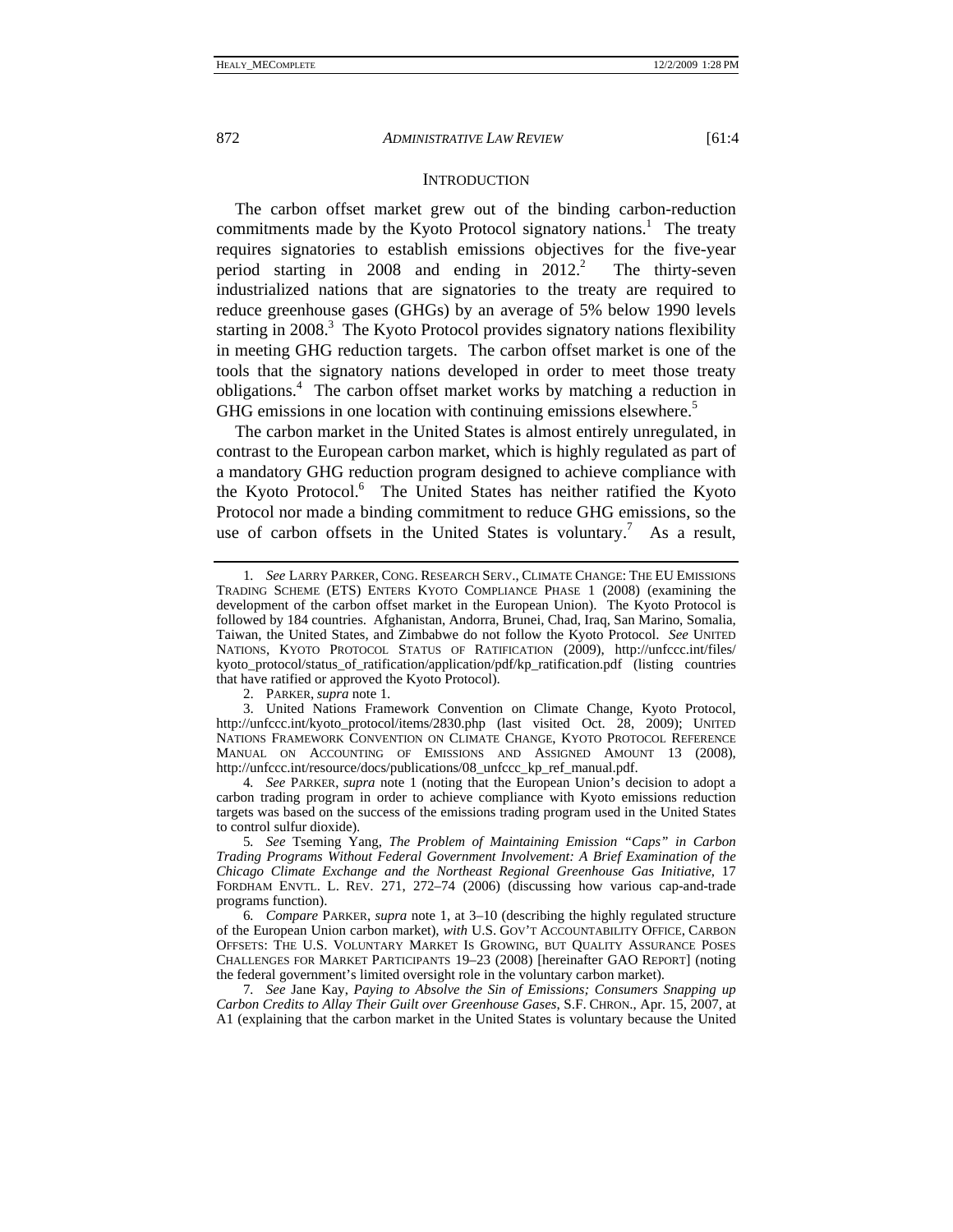## INTRODUCTION

The carbon offset market grew out of the binding carbon-reduction commitments made by the Kyoto Protocol signatory nations.[1] The treaty requires signatories to establish emissions objectives for the five-year period starting in 2008 and ending in 2012.[2] The thirty-seven industrialized nations that are signatories to the treaty are required to reduce greenhouse gases (GHGs) by an average of 5% below 1990 levels starting in 2008.[3] The Kyoto Protocol provides signatory nations flexibility in meeting GHG reduction targets. The carbon offset market is one of the tools that the signatory nations developed in order to meet those treaty obligations.[4] The carbon offset market works by matching a reduction in GHG emissions in one location with continuing emissions elsewhere.[5]

The carbon market in the United States is almost entirely unregulated, in contrast to the European carbon market, which is highly regulated as part of a mandatory GHG reduction program designed to achieve compliance with the Kyoto Protocol.[6] The United States has neither ratified the Kyoto Protocol nor made a binding commitment to reduce GHG emissions, so the use of carbon offsets in the United States is voluntary.[7] As a result,

---

1. *See* LARRY PARKER, CONG. RESEARCH SERV., CLIMATE CHANGE: THE EU EMISSIONS TRADING SCHEME (ETS) ENTERS KYOTO COMPLIANCE PHASE 1 (2008) (examining the development of the carbon offset market in the European Union). The Kyoto Protocol is followed by 184 countries. Afghanistan, Andorra, Brunei, Chad, Iraq, San Marino, Somalia, Taiwan, the United States, and Zimbabwe do not follow the Kyoto Protocol. *See* UNITED NATIONS, KYOTO PROTOCOL STATUS OF RATIFICATION (2009), http://unfccc.int/files/kyoto_protocol/status_of_ratification/application/pdf/kp_ratification.pdf (listing countries that have ratified or approved the Kyoto Protocol).

2. PARKER, *supra* note 1.

3. United Nations Framework Convention on Climate Change, Kyoto Protocol, http://unfccc.int/kyoto_protocol/items/2830.php (last visited Oct. 28, 2009); UNITED NATIONS FRAMEWORK CONVENTION ON CLIMATE CHANGE, KYOTO PROTOCOL REFERENCE MANUAL ON ACCOUNTING OF EMISSIONS AND ASSIGNED AMOUNT 13 (2008), http://unfccc.int/resource/docs/publications/08_unfccc_kp_ref_manual.pdf.

4. *See* PARKER, *supra* note 1 (noting that the European Union's decision to adopt a carbon trading program in order to achieve compliance with Kyoto emissions reduction targets was based on the success of the emissions trading program used in the United States to control sulfur dioxide).

5. *See* Tseming Yang, *The Problem of Maintaining Emission "Caps" in Carbon Trading Programs Without Federal Government Involvement: A Brief Examination of the Chicago Climate Exchange and the Northeast Regional Greenhouse Gas Initiative*, 17 FORDHAM ENVTL. L. REV. 271, 272–74 (2006) (discussing how various cap-and-trade programs function).

6. *Compare* PARKER, *supra* note 1, at 3–10 (describing the highly regulated structure of the European Union carbon market), *with* U.S. GOV'T ACCOUNTABILITY OFFICE, CARBON OFFSETS: THE U.S. VOLUNTARY MARKET IS GROWING, BUT QUALITY ASSURANCE POSES CHALLENGES FOR MARKET PARTICIPANTS 19–23 (2008) [hereinafter GAO REPORT] (noting the federal government's limited oversight role in the voluntary carbon market).

7. *See* Jane Kay, *Paying to Absolve the Sin of Emissions; Consumers Snapping up Carbon Credits to Allay Their Guilt over Greenhouse Gases*, S.F. CHRON., Apr. 15, 2007, at A1 (explaining that the carbon market in the United States is voluntary because the United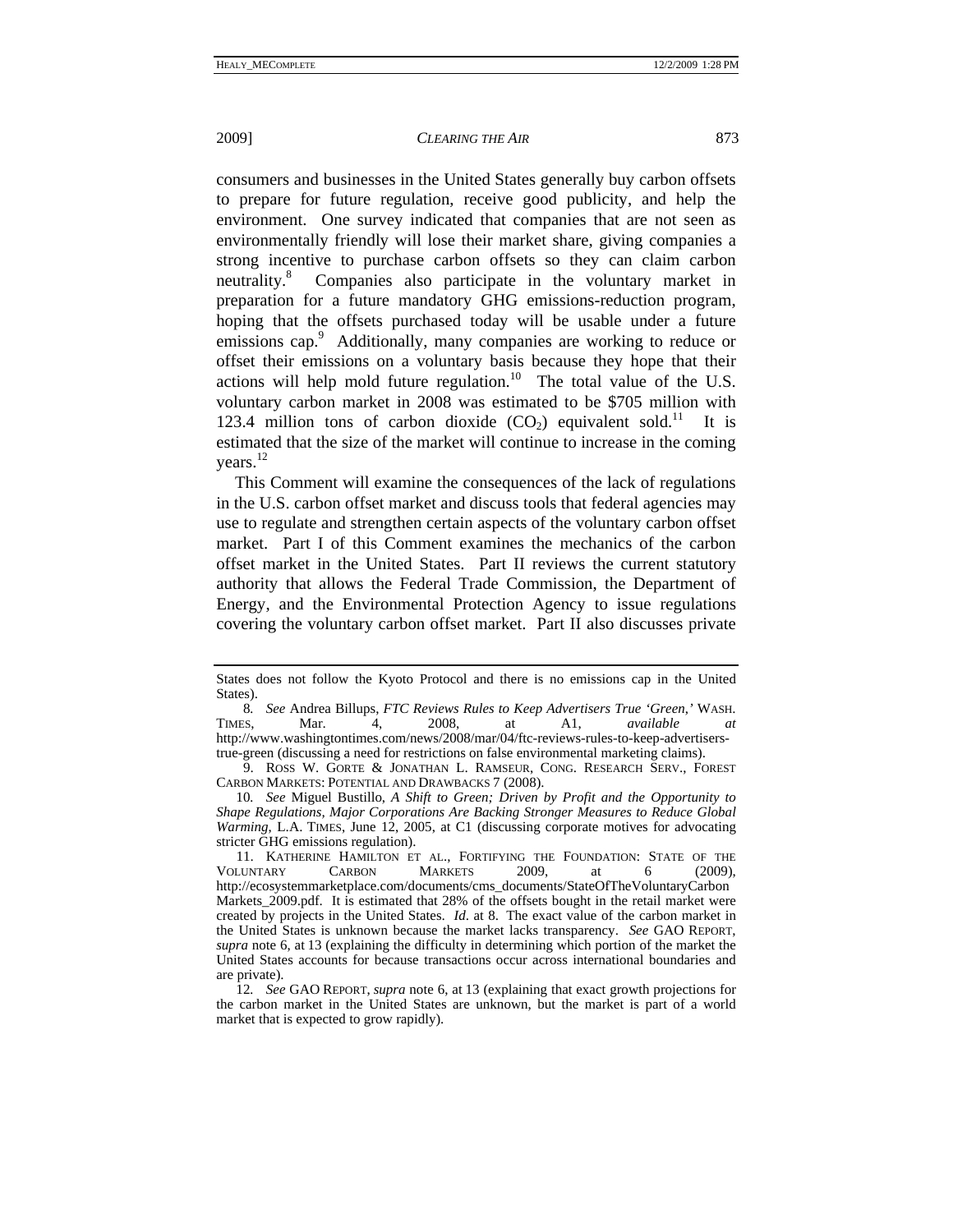consumers and businesses in the United States generally buy carbon offsets to prepare for future regulation, receive good publicity, and help the environment. One survey indicated that companies that are not seen as environmentally friendly will lose their market share, giving companies a strong incentive to purchase carbon offsets so they can claim carbon neutrality.[8] Companies also participate in the voluntary market in preparation for a future mandatory GHG emissions-reduction program, hoping that the offsets purchased today will be usable under a future emissions cap.[9] Additionally, many companies are working to reduce or offset their emissions on a voluntary basis because they hope that their actions will help mold future regulation.[10] The total value of the U.S. voluntary carbon market in 2008 was estimated to be $705 million with 123.4 million tons of carbon dioxide ($CO_2$) equivalent sold.[11] It is estimated that the size of the market will continue to increase in the coming years.[12]

This Comment will examine the consequences of the lack of regulations in the U.S. carbon offset market and discuss tools that federal agencies may use to regulate and strengthen certain aspects of the voluntary carbon offset market. Part I of this Comment examines the mechanics of the carbon offset market in the United States. Part II reviews the current statutory authority that allows the Federal Trade Commission, the Department of Energy, and the Environmental Protection Agency to issue regulations covering the voluntary carbon offset market. Part II also discusses private

---

States does not follow the Kyoto Protocol and there is no emissions cap in the United States).

8. *See* Andrea Billups, *FTC Reviews Rules to Keep Advertisers True 'Green,'* WASH. TIMES, Mar. 4, 2008, at A1, *available at* http://www.washingtontimes.com/news/2008/mar/04/ftc-reviews-rules-to-keep-advertisers-true-green (discussing a need for restrictions on false environmental marketing claims).

9. ROSS W. GORTE & JONATHAN L. RAMSEUR, CONG. RESEARCH SERV., FOREST CARBON MARKETS: POTENTIAL AND DRAWBACKS 7 (2008).

10. *See* Miguel Bustillo, *A Shift to Green; Driven by Profit and the Opportunity to Shape Regulations, Major Corporations Are Backing Stronger Measures to Reduce Global Warming*, L.A. TIMES, June 12, 2005, at C1 (discussing corporate motives for advocating stricter GHG emissions regulation).

11. KATHERINE HAMILTON ET AL., FORTIFYING THE FOUNDATION: STATE OF THE VOLUNTARY CARBON MARKETS 2009, at 6 (2009), http://ecosystemmarketplace.com/documents/cms_documents/StateOfTheVoluntaryCarbonMarkets_2009.pdf. It is estimated that 28% of the offsets bought in the retail market were created by projects in the United States. *Id*. at 8. The exact value of the carbon market in the United States is unknown because the market lacks transparency. *See* GAO REPORT, *supra* note 6, at 13 (explaining the difficulty in determining which portion of the market the United States accounts for because transactions occur across international boundaries and are private).

12. *See* GAO REPORT, *supra* note 6, at 13 (explaining that exact growth projections for the carbon market in the United States are unknown, but the market is part of a world market that is expected to grow rapidly).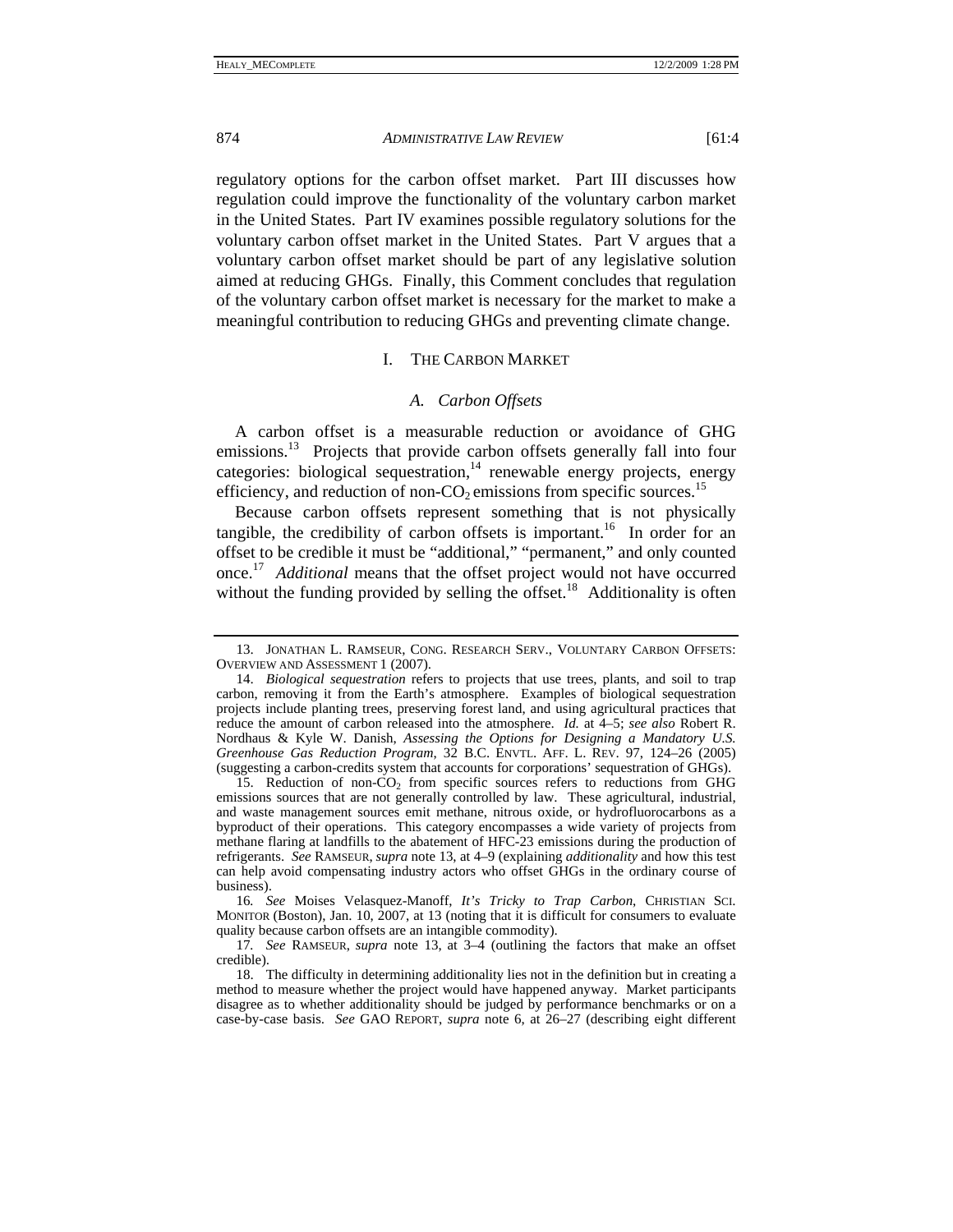regulatory options for the carbon offset market. Part III discusses how regulation could improve the functionality of the voluntary carbon market in the United States. Part IV examines possible regulatory solutions for the voluntary carbon offset market in the United States. Part V argues that a voluntary carbon offset market should be part of any legislative solution aimed at reducing GHGs. Finally, this Comment concludes that regulation of the voluntary carbon offset market is necessary for the market to make a meaningful contribution to reducing GHGs and preventing climate change.

## I. THE CARBON MARKET

### *A. Carbon Offsets*

A carbon offset is a measurable reduction or avoidance of GHG emissions.[13] Projects that provide carbon offsets generally fall into four categories: biological sequestration,[14] renewable energy projects, energy efficiency, and reduction of non-$CO_2$ emissions from specific sources.[15]

Because carbon offsets represent something that is not physically tangible, the credibility of carbon offsets is important.[16] In order for an offset to be credible it must be "additional," "permanent," and only counted once.[17] *Additional* means that the offset project would not have occurred without the funding provided by selling the offset.[18] Additionality is often

---

13. JONATHAN L. RAMSEUR, CONG. RESEARCH SERV., VOLUNTARY CARBON OFFSETS: OVERVIEW AND ASSESSMENT 1 (2007).

14. *Biological sequestration* refers to projects that use trees, plants, and soil to trap carbon, removing it from the Earth's atmosphere. Examples of biological sequestration projects include planting trees, preserving forest land, and using agricultural practices that reduce the amount of carbon released into the atmosphere. *Id.* at 4–5; *see also* Robert R. Nordhaus & Kyle W. Danish, *Assessing the Options for Designing a Mandatory U.S. Greenhouse Gas Reduction Program*, 32 B.C. ENVTL. AFF. L. REV. 97, 124–26 (2005) (suggesting a carbon-credits system that accounts for corporations' sequestration of GHGs).

15. Reduction of non-$CO_2$ from specific sources refers to reductions from GHG emissions sources that are not generally controlled by law. These agricultural, industrial, and waste management sources emit methane, nitrous oxide, or hydrofluorocarbons as a byproduct of their operations. This category encompasses a wide variety of projects from methane flaring at landfills to the abatement of HFC-23 emissions during the production of refrigerants. *See* RAMSEUR, *supra* note 13, at 4–9 (explaining *additionality* and how this test can help avoid compensating industry actors who offset GHGs in the ordinary course of business).

16. *See* Moises Velasquez-Manoff, *It's Tricky to Trap Carbon*, CHRISTIAN SCI. MONITOR (Boston), Jan. 10, 2007, at 13 (noting that it is difficult for consumers to evaluate quality because carbon offsets are an intangible commodity).

17. *See* RAMSEUR, *supra* note 13, at 3–4 (outlining the factors that make an offset credible).

18. The difficulty in determining additionality lies not in the definition but in creating a method to measure whether the project would have happened anyway. Market participants disagree as to whether additionality should be judged by performance benchmarks or on a case-by-case basis. *See* GAO REPORT, *supra* note 6, at 26–27 (describing eight different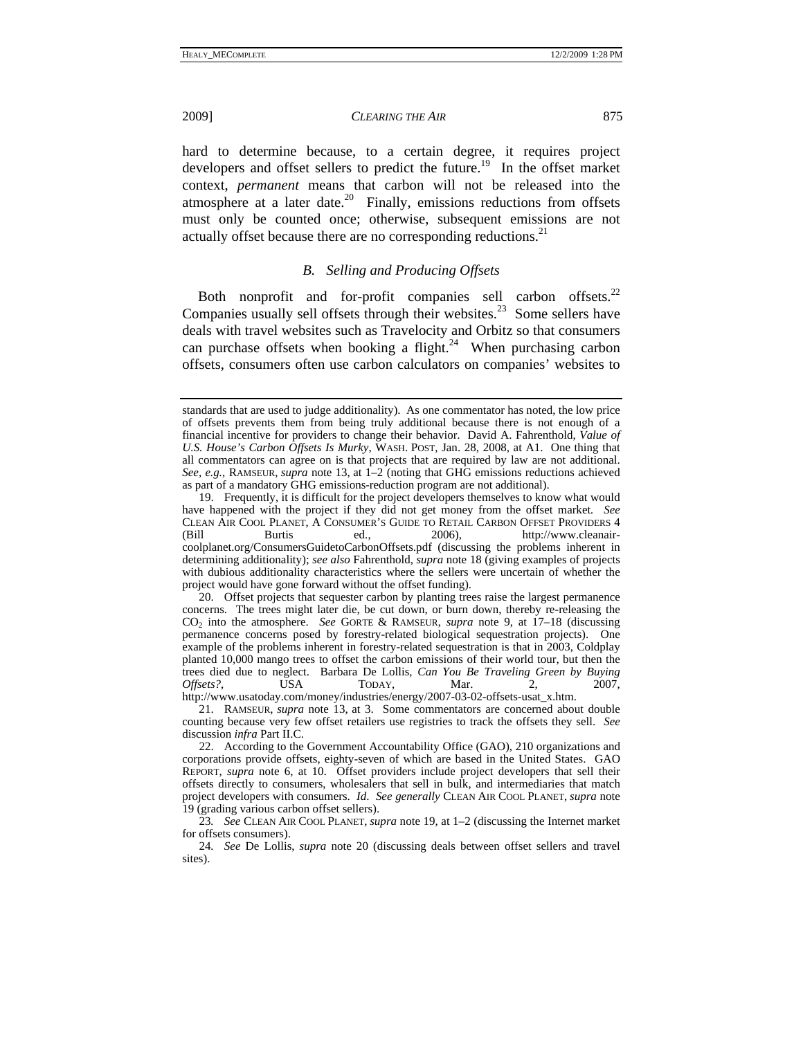hard to determine because, to a certain degree, it requires project developers and offset sellers to predict the future.[19] In the offset market context, *permanent* means that carbon will not be released into the atmosphere at a later date.[20] Finally, emissions reductions from offsets must only be counted once; otherwise, subsequent emissions are not actually offset because there are no corresponding reductions.[21]

### *B. Selling and Producing Offsets*

Both nonprofit and for-profit companies sell carbon offsets.[22] Companies usually sell offsets through their websites.[23] Some sellers have deals with travel websites such as Travelocity and Orbitz so that consumers can purchase offsets when booking a flight.[24] When purchasing carbon offsets, consumers often use carbon calculators on companies' websites to

---

standards that are used to judge additionality). As one commentator has noted, the low price of offsets prevents them from being truly additional because there is not enough of a financial incentive for providers to change their behavior. David A. Fahrenthold, *Value of U.S. House's Carbon Offsets Is Murky*, WASH. POST, Jan. 28, 2008, at A1. One thing that all commentators can agree on is that projects that are required by law are not additional. *See, e.g.*, RAMSEUR, *supra* note 13, at 1–2 (noting that GHG emissions reductions achieved as part of a mandatory GHG emissions-reduction program are not additional).

19. Frequently, it is difficult for the project developers themselves to know what would have happened with the project if they did not get money from the offset market. *See* CLEAN AIR COOL PLANET, A CONSUMER'S GUIDE TO RETAIL CARBON OFFSET PROVIDERS 4 (Bill Burtis ed., 2006), http://www.cleanair-coolplanet.org/ConsumersGuidetoCarbonOffsets.pdf (discussing the problems inherent in determining additionality); *see also* Fahrenthold, *supra* note 18 (giving examples of projects with dubious additionality characteristics where the sellers were uncertain of whether the project would have gone forward without the offset funding).

20. Offset projects that sequester carbon by planting trees raise the largest permanence concerns. The trees might later die, be cut down, or burn down, thereby re-releasing the $CO_2$ into the atmosphere. *See* GORTE & RAMSEUR, *supra* note 9, at 17–18 (discussing permanence concerns posed by forestry-related biological sequestration projects). One example of the problems inherent in forestry-related sequestration is that in 2003, Coldplay planted 10,000 mango trees to offset the carbon emissions of their world tour, but then the trees died due to neglect. Barbara De Lollis, *Can You Be Traveling Green by Buying Offsets?*, USA TODAY, Mar. 2, 2007, http://www.usatoday.com/money/industries/energy/2007-03-02-offsets-usat_x.htm.

21. RAMSEUR, *supra* note 13, at 3. Some commentators are concerned about double counting because very few offset retailers use registries to track the offsets they sell. *See* discussion *infra* Part II.C.

22. According to the Government Accountability Office (GAO), 210 organizations and corporations provide offsets, eighty-seven of which are based in the United States. GAO REPORT, *supra* note 6, at 10. Offset providers include project developers that sell their offsets directly to consumers, wholesalers that sell in bulk, and intermediaries that match project developers with consumers. *Id*. *See generally* CLEAN AIR COOL PLANET, *supra* note 19 (grading various carbon offset sellers).

23. *See* CLEAN AIR COOL PLANET, *supra* note 19, at 1–2 (discussing the Internet market for offsets consumers).

24. *See* De Lollis, *supra* note 20 (discussing deals between offset sellers and travel sites).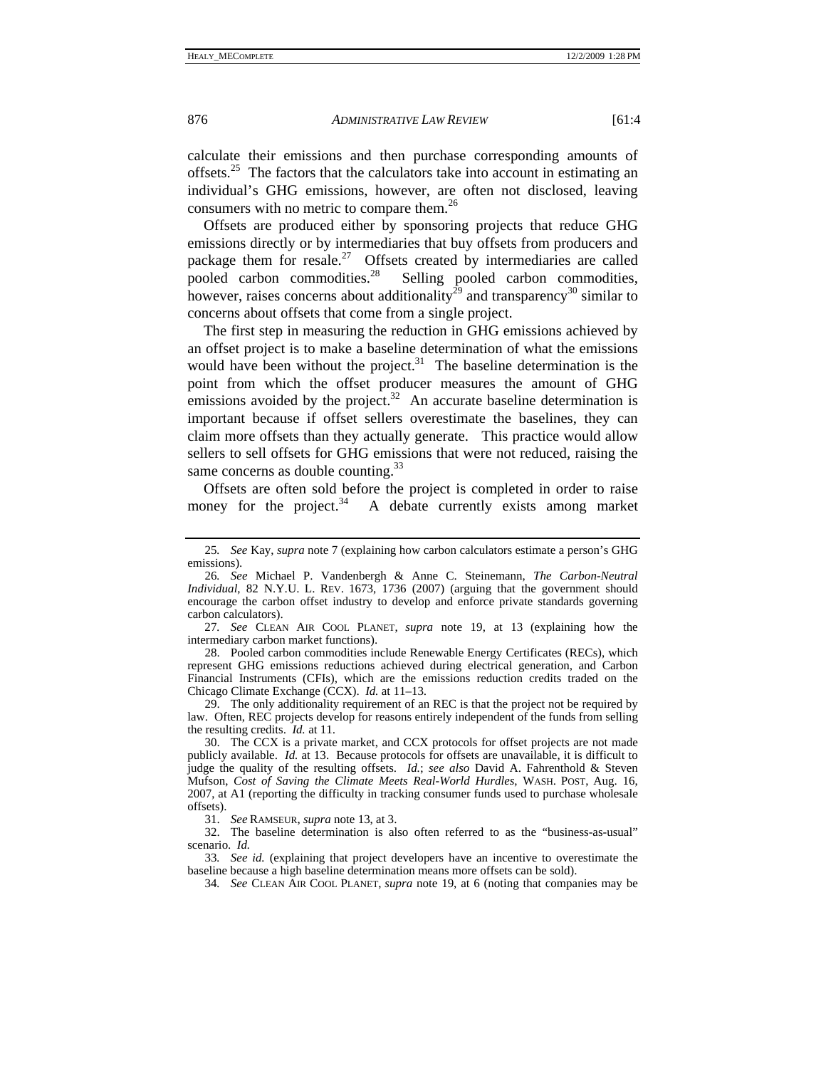calculate their emissions and then purchase corresponding amounts of offsets.[25] The factors that the calculators take into account in estimating an individual's GHG emissions, however, are often not disclosed, leaving consumers with no metric to compare them.[26]

Offsets are produced either by sponsoring projects that reduce GHG emissions directly or by intermediaries that buy offsets from producers and package them for resale.[27] Offsets created by intermediaries are called pooled carbon commodities.[28] Selling pooled carbon commodities, however, raises concerns about additionality[29] and transparency[30] similar to concerns about offsets that come from a single project.

The first step in measuring the reduction in GHG emissions achieved by an offset project is to make a baseline determination of what the emissions would have been without the project.[31] The baseline determination is the point from which the offset producer measures the amount of GHG emissions avoided by the project.[32] An accurate baseline determination is important because if offset sellers overestimate the baselines, they can claim more offsets than they actually generate. This practice would allow sellers to sell offsets for GHG emissions that were not reduced, raising the same concerns as double counting.[33]

Offsets are often sold before the project is completed in order to raise money for the project.[34] A debate currently exists among market

---

25. *See* Kay, *supra* note 7 (explaining how carbon calculators estimate a person's GHG emissions).

26. *See* Michael P. Vandenbergh & Anne C. Steinemann, *The Carbon-Neutral Individual*, 82 N.Y.U. L. REV. 1673, 1736 (2007) (arguing that the government should encourage the carbon offset industry to develop and enforce private standards governing carbon calculators).

27. *See* CLEAN AIR COOL PLANET, *supra* note 19, at 13 (explaining how the intermediary carbon market functions).

28. Pooled carbon commodities include Renewable Energy Certificates (RECs), which represent GHG emissions reductions achieved during electrical generation, and Carbon Financial Instruments (CFIs), which are the emissions reduction credits traded on the Chicago Climate Exchange (CCX). *Id.* at 11–13.

29. The only additionality requirement of an REC is that the project not be required by law. Often, REC projects develop for reasons entirely independent of the funds from selling the resulting credits. *Id.* at 11.

30. The CCX is a private market, and CCX protocols for offset projects are not made publicly available. *Id.* at 13. Because protocols for offsets are unavailable, it is difficult to judge the quality of the resulting offsets. *Id.*; *see also* David A. Fahrenthold & Steven Mufson, *Cost of Saving the Climate Meets Real-World Hurdles*, WASH. POST, Aug. 16, 2007, at A1 (reporting the difficulty in tracking consumer funds used to purchase wholesale offsets).

31. *See* RAMSEUR, *supra* note 13, at 3.

32. The baseline determination is also often referred to as the "business-as-usual" scenario. *Id.*

33. *See id.* (explaining that project developers have an incentive to overestimate the baseline because a high baseline determination means more offsets can be sold).

34. *See* CLEAN AIR COOL PLANET, *supra* note 19, at 6 (noting that companies may be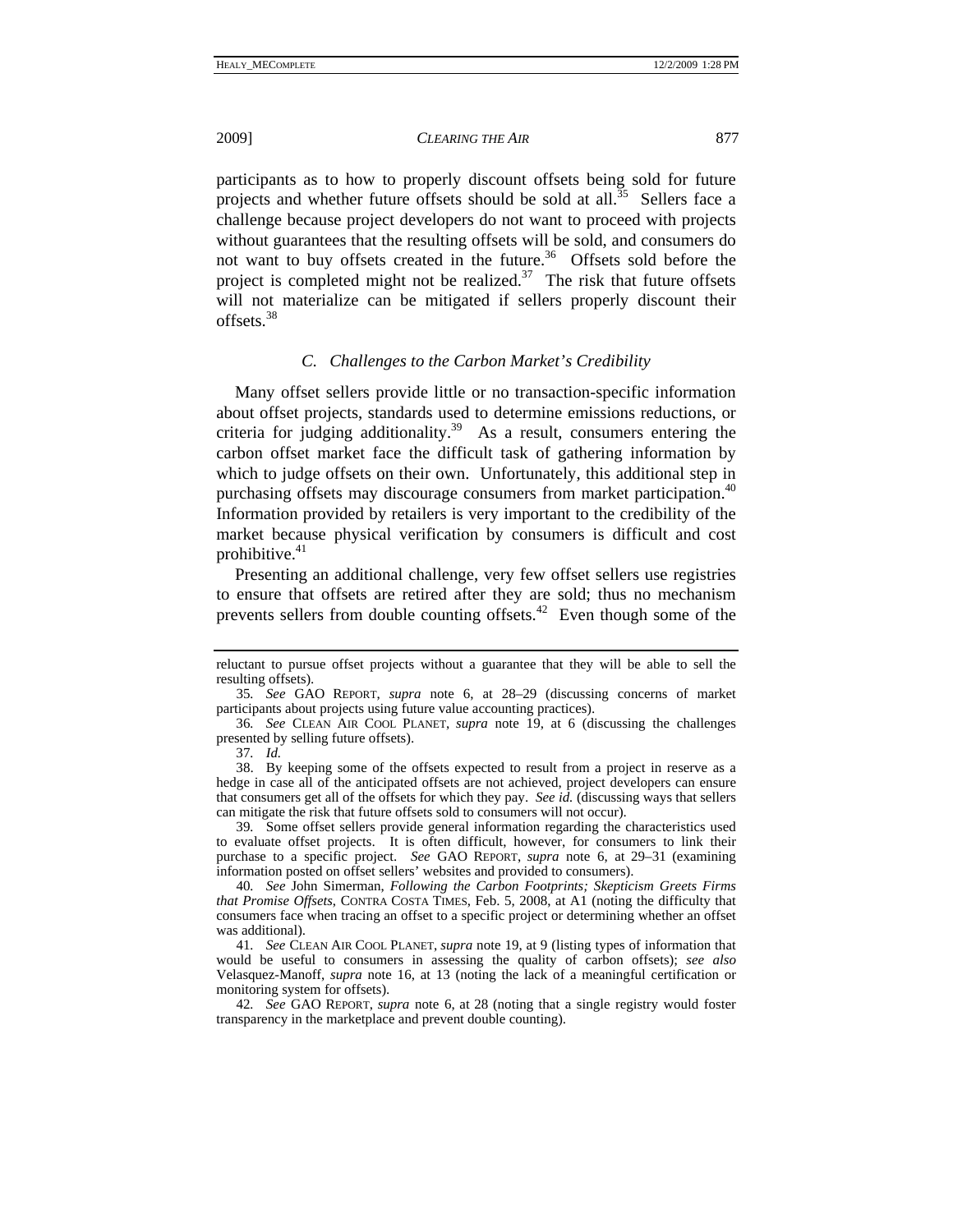participants as to how to properly discount offsets being sold for future projects and whether future offsets should be sold at all.[35] Sellers face a challenge because project developers do not want to proceed with projects without guarantees that the resulting offsets will be sold, and consumers do not want to buy offsets created in the future.[36] Offsets sold before the project is completed might not be realized.[37] The risk that future offsets will not materialize can be mitigated if sellers properly discount their offsets.[38]

### *C. Challenges to the Carbon Market's Credibility*

Many offset sellers provide little or no transaction-specific information about offset projects, standards used to determine emissions reductions, or criteria for judging additionality.[39] As a result, consumers entering the carbon offset market face the difficult task of gathering information by which to judge offsets on their own. Unfortunately, this additional step in purchasing offsets may discourage consumers from market participation.[40] Information provided by retailers is very important to the credibility of the market because physical verification by consumers is difficult and cost prohibitive.[41]

Presenting an additional challenge, very few offset sellers use registries to ensure that offsets are retired after they are sold; thus no mechanism prevents sellers from double counting offsets.[42] Even though some of the

---

reluctant to pursue offset projects without a guarantee that they will be able to sell the resulting offsets).

35. *See* GAO REPORT, *supra* note 6, at 28–29 (discussing concerns of market participants about projects using future value accounting practices).

36. *See* CLEAN AIR COOL PLANET, *supra* note 19, at 6 (discussing the challenges presented by selling future offsets).

37. *Id.*

38. By keeping some of the offsets expected to result from a project in reserve as a hedge in case all of the anticipated offsets are not achieved, project developers can ensure that consumers get all of the offsets for which they pay. *See id.* (discussing ways that sellers can mitigate the risk that future offsets sold to consumers will not occur).

39. Some offset sellers provide general information regarding the characteristics used to evaluate offset projects. It is often difficult, however, for consumers to link their purchase to a specific project. *See* GAO REPORT, *supra* note 6, at 29–31 (examining information posted on offset sellers' websites and provided to consumers).

40. *See* John Simerman, *Following the Carbon Footprints; Skepticism Greets Firms that Promise Offsets*, CONTRA COSTA TIMES, Feb. 5, 2008, at A1 (noting the difficulty that consumers face when tracing an offset to a specific project or determining whether an offset was additional).

41. *See* CLEAN AIR COOL PLANET, *supra* note 19, at 9 (listing types of information that would be useful to consumers in assessing the quality of carbon offsets); *see also* Velasquez-Manoff, *supra* note 16, at 13 (noting the lack of a meaningful certification or monitoring system for offsets).

42. *See* GAO REPORT, *supra* note 6, at 28 (noting that a single registry would foster transparency in the marketplace and prevent double counting).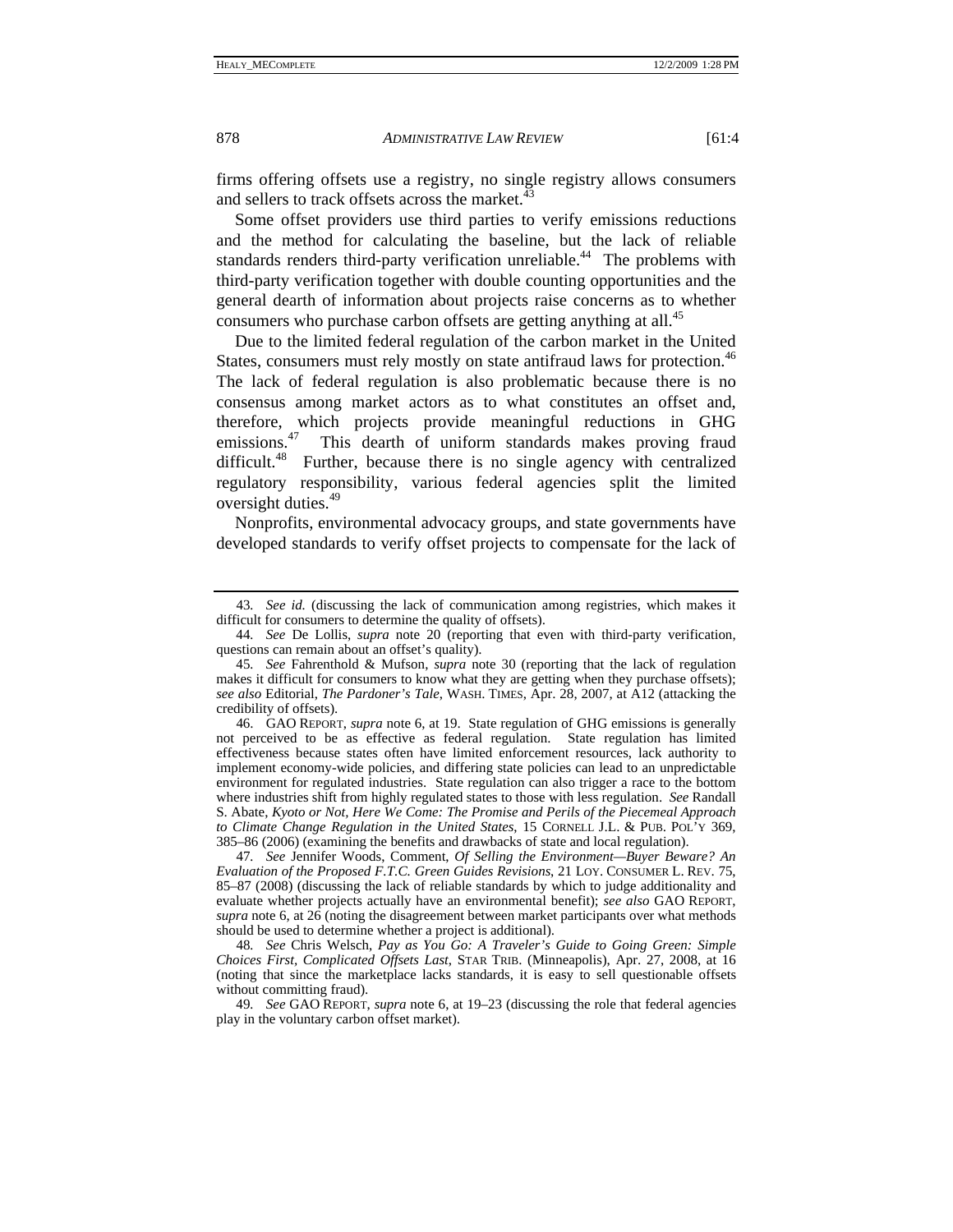firms offering offsets use a registry, no single registry allows consumers and sellers to track offsets across the market.[43]

Some offset providers use third parties to verify emissions reductions and the method for calculating the baseline, but the lack of reliable standards renders third-party verification unreliable.[44] The problems with third-party verification together with double counting opportunities and the general dearth of information about projects raise concerns as to whether consumers who purchase carbon offsets are getting anything at all.[45]

Due to the limited federal regulation of the carbon market in the United States, consumers must rely mostly on state antifraud laws for protection.[46] The lack of federal regulation is also problematic because there is no consensus among market actors as to what constitutes an offset and, therefore, which projects provide meaningful reductions in GHG emissions.[47] This dearth of uniform standards makes proving fraud difficult.[48] Further, because there is no single agency with centralized regulatory responsibility, various federal agencies split the limited oversight duties.[49]

Nonprofits, environmental advocacy groups, and state governments have developed standards to verify offset projects to compensate for the lack of

---

43. *See id.* (discussing the lack of communication among registries, which makes it difficult for consumers to determine the quality of offsets).

44. *See* De Lollis, *supra* note 20 (reporting that even with third-party verification, questions can remain about an offset's quality).

45. *See* Fahrenthold & Mufson, *supra* note 30 (reporting that the lack of regulation makes it difficult for consumers to know what they are getting when they purchase offsets); *see also* Editorial, *The Pardoner's Tale*, WASH. TIMES, Apr. 28, 2007, at A12 (attacking the credibility of offsets).

46. GAO REPORT, *supra* note 6, at 19. State regulation of GHG emissions is generally not perceived to be as effective as federal regulation. State regulation has limited effectiveness because states often have limited enforcement resources, lack authority to implement economy-wide policies, and differing state policies can lead to an unpredictable environment for regulated industries. State regulation can also trigger a race to the bottom where industries shift from highly regulated states to those with less regulation. *See* Randall S. Abate, *Kyoto or Not, Here We Come: The Promise and Perils of the Piecemeal Approach to Climate Change Regulation in the United States*, 15 CORNELL J.L. & PUB. POL'Y 369, 385–86 (2006) (examining the benefits and drawbacks of state and local regulation).

47. *See* Jennifer Woods, Comment, *Of Selling the Environment—Buyer Beware? An Evaluation of the Proposed F.T.C. Green Guides Revisions*, 21 LOY. CONSUMER L. REV. 75, 85–87 (2008) (discussing the lack of reliable standards by which to judge additionality and evaluate whether projects actually have an environmental benefit); *see also* GAO REPORT, *supra* note 6, at 26 (noting the disagreement between market participants over what methods should be used to determine whether a project is additional).

48. *See* Chris Welsch, *Pay as You Go: A Traveler's Guide to Going Green: Simple Choices First, Complicated Offsets Last*, STAR TRIB. (Minneapolis), Apr. 27, 2008, at 16 (noting that since the marketplace lacks standards, it is easy to sell questionable offsets without committing fraud).

49. *See* GAO REPORT, *supra* note 6, at 19–23 (discussing the role that federal agencies play in the voluntary carbon offset market).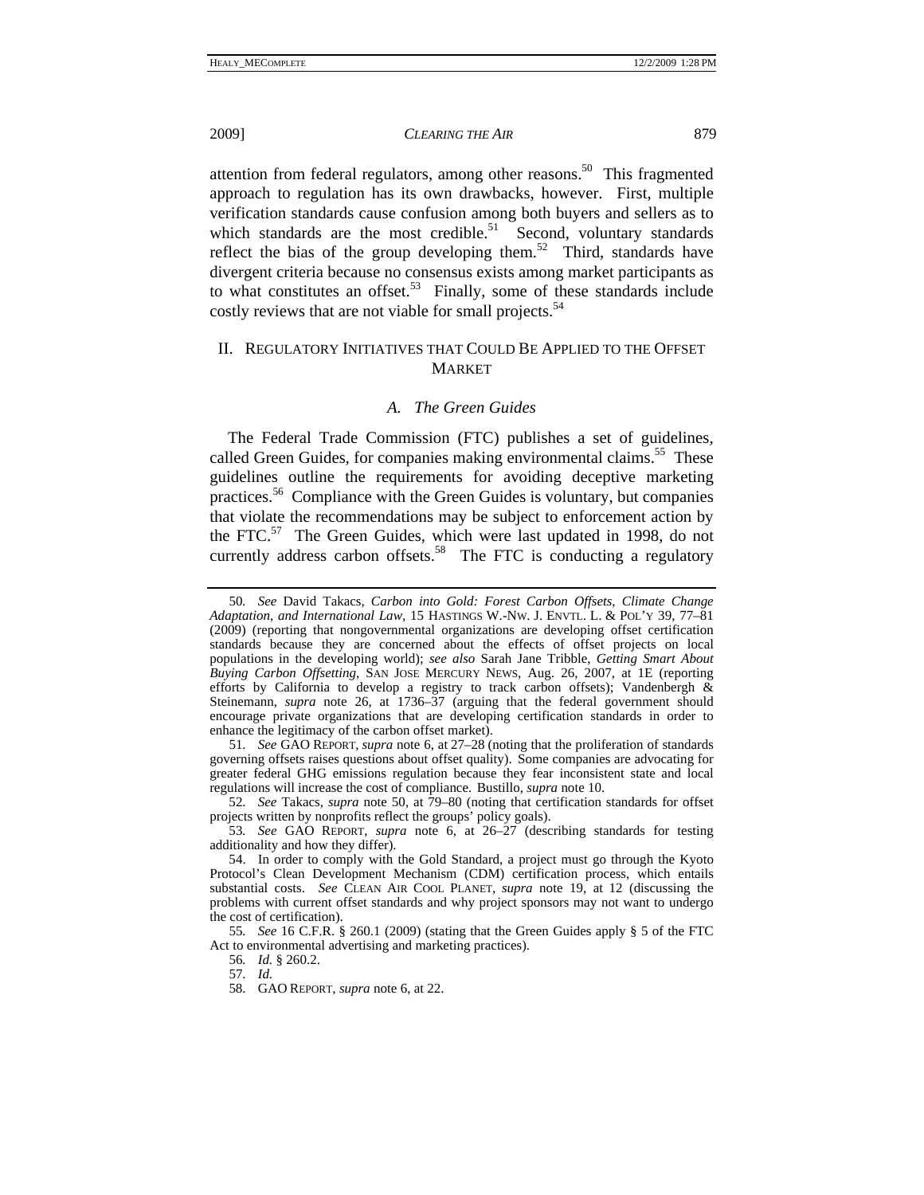attention from federal regulators, among other reasons.[50] This fragmented approach to regulation has its own drawbacks, however. First, multiple verification standards cause confusion among both buyers and sellers as to which standards are the most credible.[51] Second, voluntary standards reflect the bias of the group developing them.[52] Third, standards have divergent criteria because no consensus exists among market participants as to what constitutes an offset.[53] Finally, some of these standards include costly reviews that are not viable for small projects.[54]

## II. Regulatory Initiatives that Could Be Applied to the Offset Market

### *A. The Green Guides*

The Federal Trade Commission (FTC) publishes a set of guidelines, called Green Guides, for companies making environmental claims.[55] These guidelines outline the requirements for avoiding deceptive marketing practices.[56] Compliance with the Green Guides is voluntary, but companies that violate the recommendations may be subject to enforcement action by the FTC.[57] The Green Guides, which were last updated in 1998, do not currently address carbon offsets.[58] The FTC is conducting a regulatory

---

50. *See* David Takacs, *Carbon into Gold: Forest Carbon Offsets, Climate Change Adaptation, and International Law*, 15 HASTINGS W.-NW. J. ENVTL. L. & POL'Y 39, 77–81 (2009) (reporting that nongovernmental organizations are developing offset certification standards because they are concerned about the effects of offset projects on local populations in the developing world); *see also* Sarah Jane Tribble, *Getting Smart About Buying Carbon Offsetting*, SAN JOSE MERCURY NEWS, Aug. 26, 2007, at 1E (reporting efforts by California to develop a registry to track carbon offsets); Vandenbergh & Steinemann, *supra* note 26, at 1736–37 (arguing that the federal government should encourage private organizations that are developing certification standards in order to enhance the legitimacy of the carbon offset market).

51. *See* GAO REPORT, *supra* note 6, at 27–28 (noting that the proliferation of standards governing offsets raises questions about offset quality). Some companies are advocating for greater federal GHG emissions regulation because they fear inconsistent state and local regulations will increase the cost of compliance. Bustillo, *supra* note 10.

52. *See* Takacs, *supra* note 50, at 79–80 (noting that certification standards for offset projects written by nonprofits reflect the groups' policy goals).

53. *See* GAO REPORT, *supra* note 6, at 26–27 (describing standards for testing additionality and how they differ).

54. In order to comply with the Gold Standard, a project must go through the Kyoto Protocol's Clean Development Mechanism (CDM) certification process, which entails substantial costs. *See* CLEAN AIR COOL PLANET, *supra* note 19, at 12 (discussing the problems with current offset standards and why project sponsors may not want to undergo the cost of certification).

55. *See* 16 C.F.R. § 260.1 (2009) (stating that the Green Guides apply § 5 of the FTC Act to environmental advertising and marketing practices).

56. *Id.* § 260.2.

57. *Id.*

58. GAO REPORT, *supra* note 6, at 22.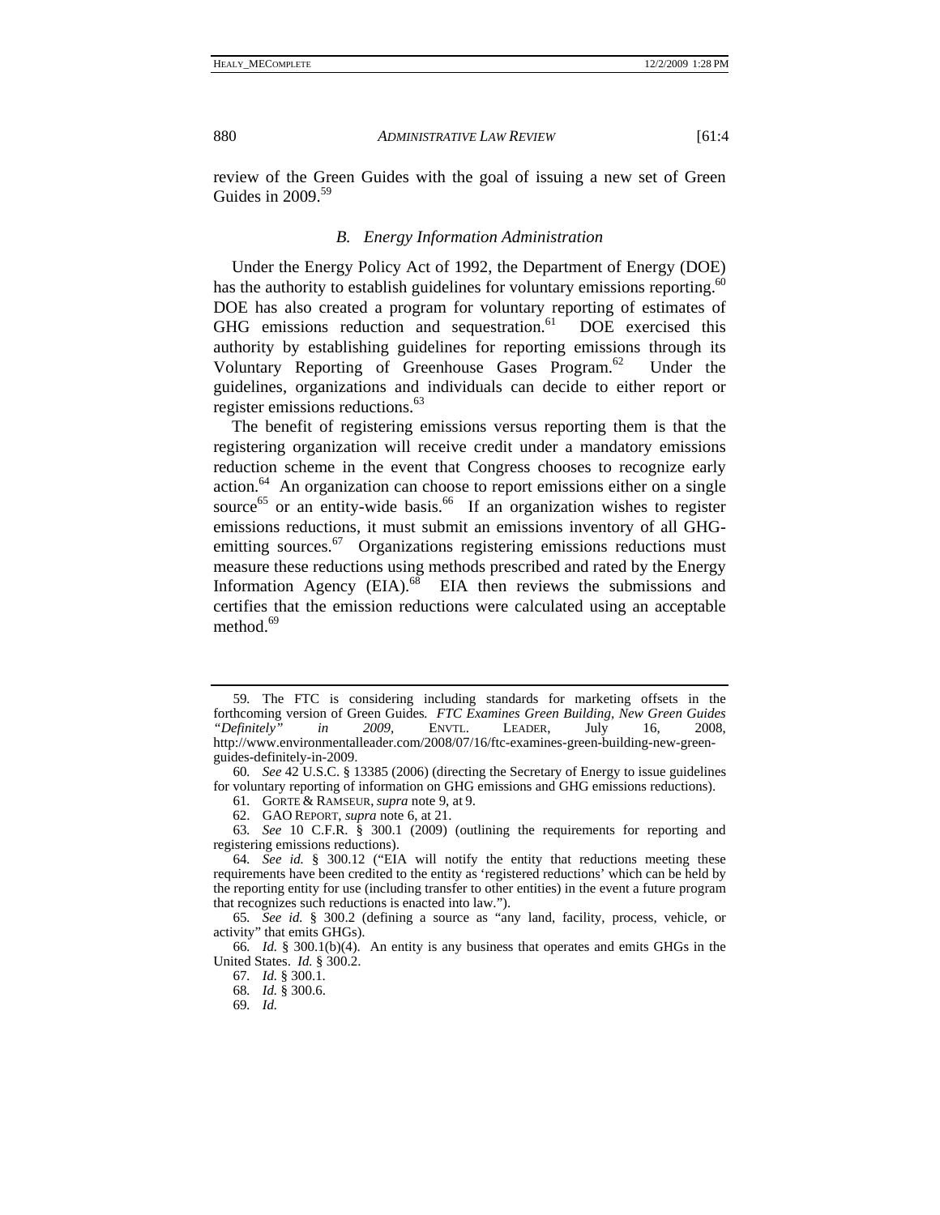review of the Green Guides with the goal of issuing a new set of Green Guides in 2009.[59]

### *B. Energy Information Administration*

Under the Energy Policy Act of 1992, the Department of Energy (DOE) has the authority to establish guidelines for voluntary emissions reporting.[60] DOE has also created a program for voluntary reporting of estimates of GHG emissions reduction and sequestration.[61] DOE exercised this authority by establishing guidelines for reporting emissions through its Voluntary Reporting of Greenhouse Gases Program.[62] Under the guidelines, organizations and individuals can decide to either report or register emissions reductions.[63]

The benefit of registering emissions versus reporting them is that the registering organization will receive credit under a mandatory emissions reduction scheme in the event that Congress chooses to recognize early action.[64] An organization can choose to report emissions either on a single source[65] or an entity-wide basis.[66] If an organization wishes to register emissions reductions, it must submit an emissions inventory of all GHG-emitting sources.[67] Organizations registering emissions reductions must measure these reductions using methods prescribed and rated by the Energy Information Agency (EIA).[68] EIA then reviews the submissions and certifies that the emission reductions were calculated using an acceptable method.[69]

---

59. The FTC is considering including standards for marketing offsets in the forthcoming version of Green Guides. *FTC Examines Green Building, New Green Guides "Definitely" in 2009*, ENVTL. LEADER, July 16, 2008, http://www.environmentalleader.com/2008/07/16/ftc-examines-green-building-new-green-guides-definitely-in-2009.

60. *See* 42 U.S.C. § 13385 (2006) (directing the Secretary of Energy to issue guidelines for voluntary reporting of information on GHG emissions and GHG emissions reductions).

61. GORTE & RAMSEUR, *supra* note 9, at 9.

62. GAO REPORT, *supra* note 6, at 21.

63. *See* 10 C.F.R. § 300.1 (2009) (outlining the requirements for reporting and registering emissions reductions).

64. *See id.* § 300.12 ("EIA will notify the entity that reductions meeting these requirements have been credited to the entity as 'registered reductions' which can be held by the reporting entity for use (including transfer to other entities) in the event a future program that recognizes such reductions is enacted into law.").

65. *See id.* § 300.2 (defining a source as "any land, facility, process, vehicle, or activity" that emits GHGs).

66. *Id.* § 300.1(b)(4). An entity is any business that operates and emits GHGs in the United States. *Id.* § 300.2.

67. *Id.* § 300.1.

68. *Id.* § 300.6.

69. *Id.*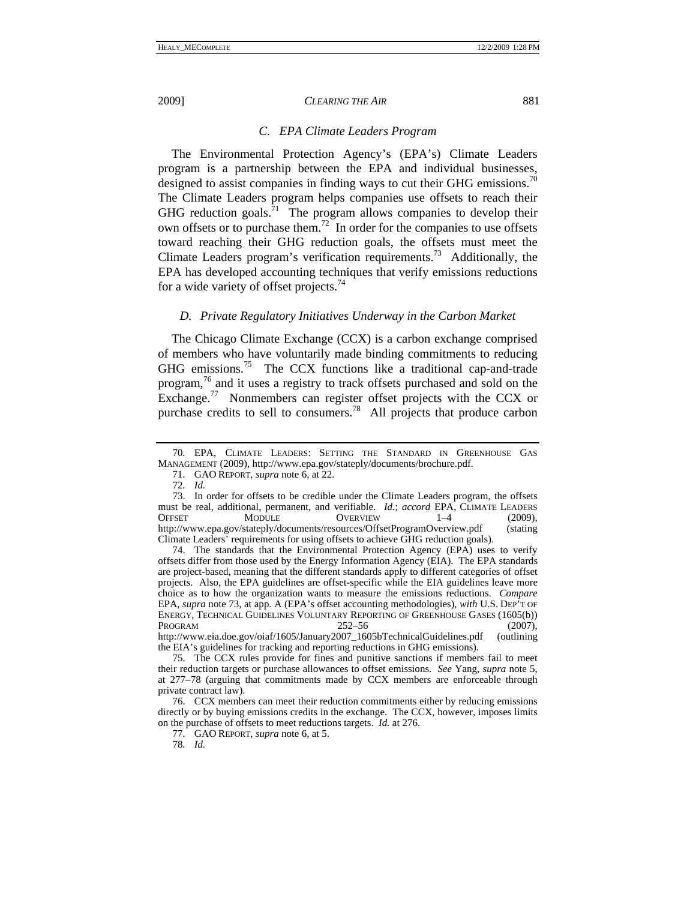### C. EPA Climate Leaders Program

The Environmental Protection Agency's (EPA's) Climate Leaders program is a partnership between the EPA and individual businesses, designed to assist companies in finding ways to cut their GHG emissions.[70] The Climate Leaders program helps companies use offsets to reach their GHG reduction goals.[71] The program allows companies to develop their own offsets or to purchase them.[72] In order for the companies to use offsets toward reaching their GHG reduction goals, the offsets must meet the Climate Leaders program's verification requirements.[73] Additionally, the EPA has developed accounting techniques that verify emissions reductions for a wide variety of offset projects.[74]

### D. Private Regulatory Initiatives Underway in the Carbon Market

The Chicago Climate Exchange (CCX) is a carbon exchange comprised of members who have voluntarily made binding commitments to reducing GHG emissions.[75] The CCX functions like a traditional cap-and-trade program,[76] and it uses a registry to track offsets purchased and sold on the Exchange.[77] Nonmembers can register offset projects with the CCX or purchase credits to sell to consumers.[78] All projects that produce carbon

---

70. EPA, CLIMATE LEADERS: SETTING THE STANDARD IN GREENHOUSE GAS MANAGEMENT (2009), http://www.epa.gov/stateply/documents/brochure.pdf.

71. GAO REPORT, *supra* note 6, at 22.

72. *Id.*

73. In order for offsets to be credible under the Climate Leaders program, the offsets must be real, additional, permanent, and verifiable. *Id.*; *accord* EPA, CLIMATE LEADERS OFFSET MODULE OVERVIEW 1–4 (2009), http://www.epa.gov/stateply/documents/resources/OffsetProgramOverview.pdf (stating Climate Leaders' requirements for using offsets to achieve GHG reduction goals).

74. The standards that the Environmental Protection Agency (EPA) uses to verify offsets differ from those used by the Energy Information Agency (EIA). The EPA standards are project-based, meaning that the different standards apply to different categories of offset projects. Also, the EPA guidelines are offset-specific while the EIA guidelines leave more choice as to how the organization wants to measure the emissions reductions. *Compare* EPA, *supra* note 73, at app. A (EPA's offset accounting methodologies), *with* U.S. DEP'T OF ENERGY, TECHNICAL GUIDELINES VOLUNTARY REPORTING OF GREENHOUSE GASES (1605(b)) PROGRAM 252–56 (2007), http://www.eia.doe.gov/oiaf/1605/January2007_1605bTechnicalGuidelines.pdf (outlining the EIA's guidelines for tracking and reporting reductions in GHG emissions).

75. The CCX rules provide for fines and punitive sanctions if members fail to meet their reduction targets or purchase allowances to offset emissions. *See* Yang, *supra* note 5, at 277–78 (arguing that commitments made by CCX members are enforceable through private contract law).

76. CCX members can meet their reduction commitments either by reducing emissions directly or by buying emissions credits in the exchange. The CCX, however, imposes limits on the purchase of offsets to meet reductions targets. *Id.* at 276.

77. GAO REPORT, *supra* note 6, at 5.

78. *Id.*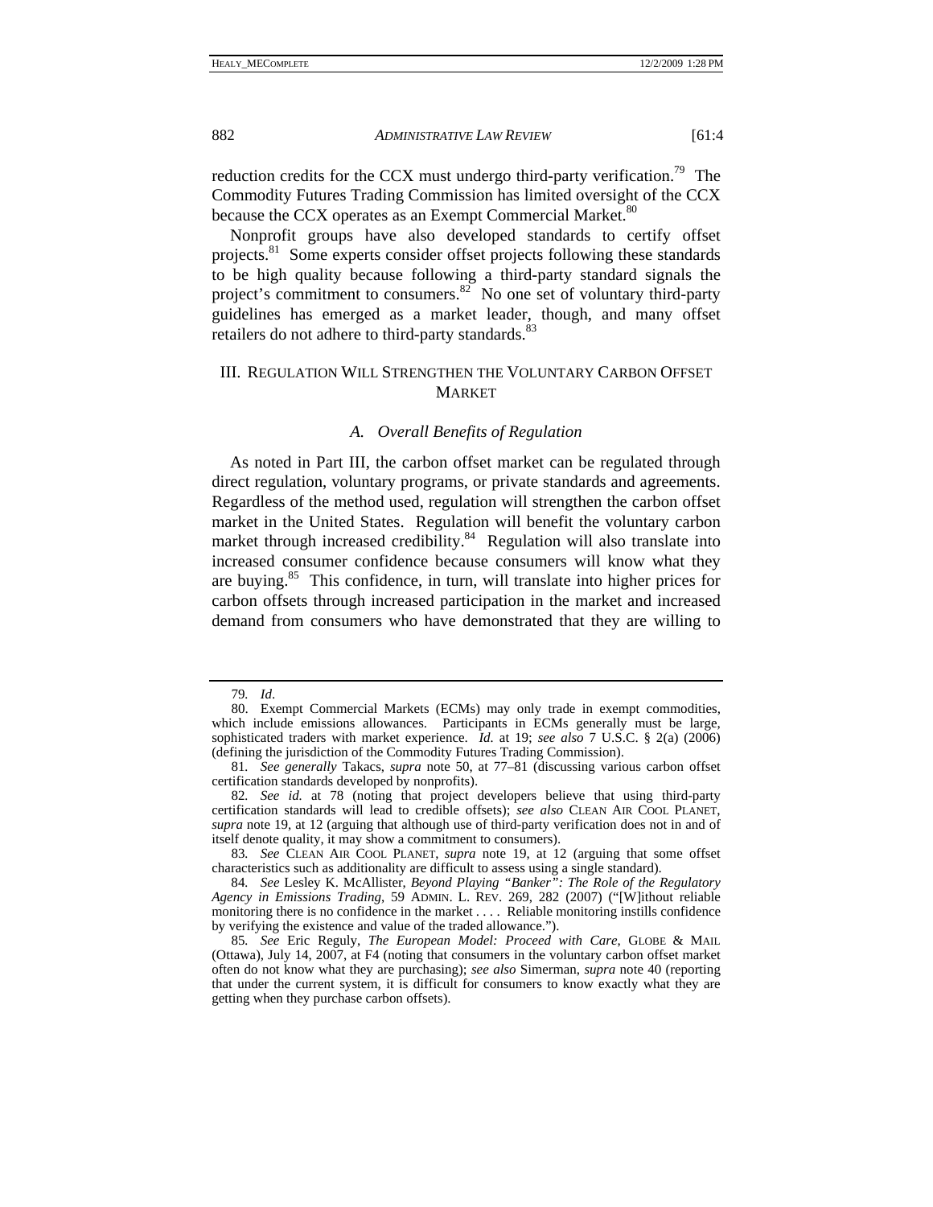reduction credits for the CCX must undergo third-party verification.[79] The Commodity Futures Trading Commission has limited oversight of the CCX because the CCX operates as an Exempt Commercial Market.[80]

Nonprofit groups have also developed standards to certify offset projects.[81] Some experts consider offset projects following these standards to be high quality because following a third-party standard signals the project's commitment to consumers.[82] No one set of voluntary third-party guidelines has emerged as a market leader, though, and many offset retailers do not adhere to third-party standards.[83]

## III. Regulation Will Strengthen the Voluntary Carbon Offset Market

### *A. Overall Benefits of Regulation*

As noted in Part III, the carbon offset market can be regulated through direct regulation, voluntary programs, or private standards and agreements. Regardless of the method used, regulation will strengthen the carbon offset market in the United States. Regulation will benefit the voluntary carbon market through increased credibility.[84] Regulation will also translate into increased consumer confidence because consumers will know what they are buying.[85] This confidence, in turn, will translate into higher prices for carbon offsets through increased participation in the market and increased demand from consumers who have demonstrated that they are willing to

---

79. *Id.*

80. Exempt Commercial Markets (ECMs) may only trade in exempt commodities, which include emissions allowances. Participants in ECMs generally must be large, sophisticated traders with market experience. *Id.* at 19; *see also* 7 U.S.C. § 2(a) (2006) (defining the jurisdiction of the Commodity Futures Trading Commission).

81. *See generally* Takacs, *supra* note 50, at 77–81 (discussing various carbon offset certification standards developed by nonprofits).

82. *See id.* at 78 (noting that project developers believe that using third-party certification standards will lead to credible offsets); *see also* CLEAN AIR COOL PLANET, *supra* note 19, at 12 (arguing that although use of third-party verification does not in and of itself denote quality, it may show a commitment to consumers).

83. *See* CLEAN AIR COOL PLANET, *supra* note 19, at 12 (arguing that some offset characteristics such as additionality are difficult to assess using a single standard).

84. *See* Lesley K. McAllister, *Beyond Playing "Banker": The Role of the Regulatory Agency in Emissions Trading*, 59 ADMIN. L. REV. 269, 282 (2007) ("[W]ithout reliable monitoring there is no confidence in the market . . . . Reliable monitoring instills confidence by verifying the existence and value of the traded allowance.").

85. *See* Eric Reguly, *The European Model: Proceed with Care*, GLOBE & MAIL (Ottawa), July 14, 2007, at F4 (noting that consumers in the voluntary carbon offset market often do not know what they are purchasing); *see also* Simerman, *supra* note 40 (reporting that under the current system, it is difficult for consumers to know exactly what they are getting when they purchase carbon offsets).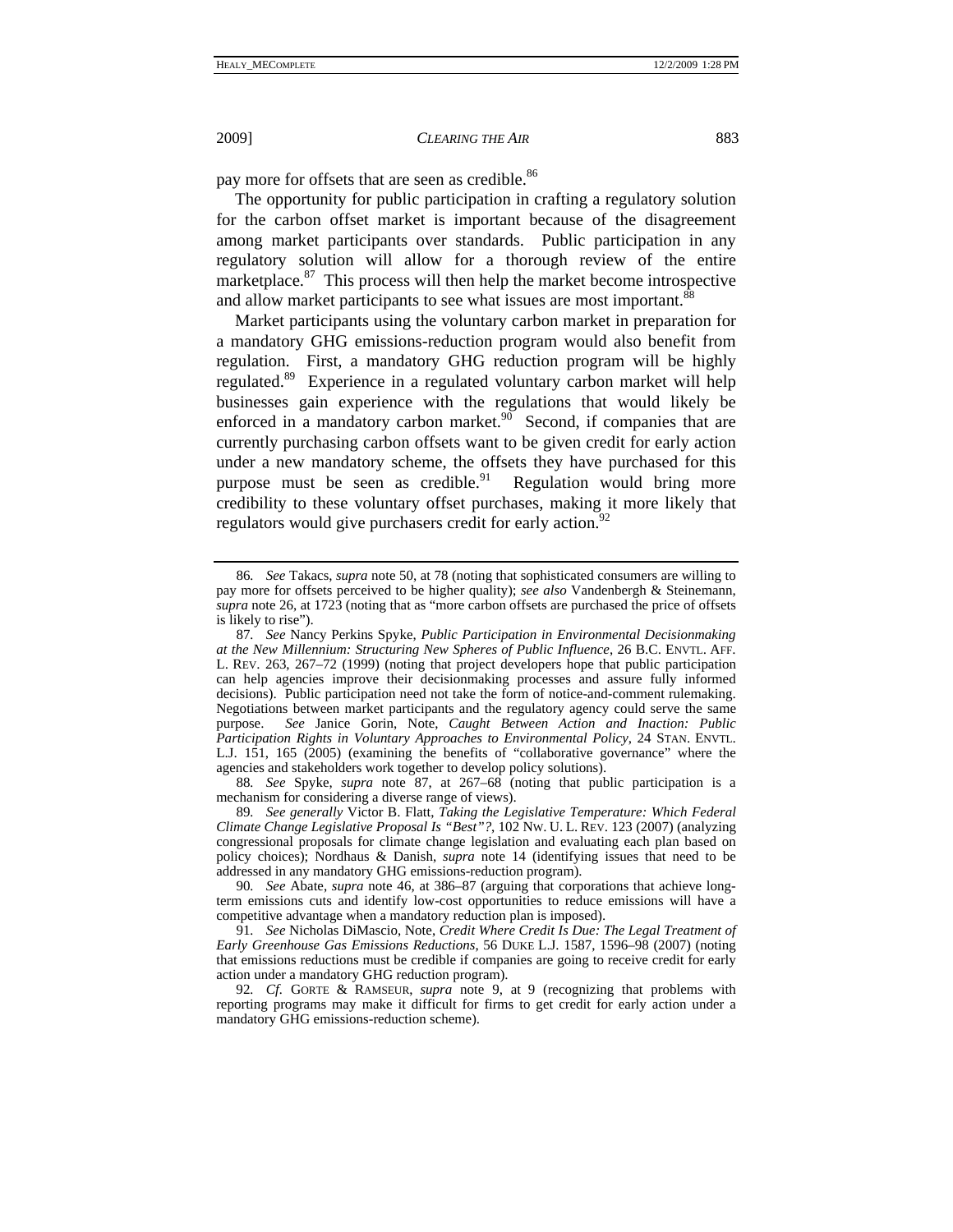pay more for offsets that are seen as credible.[86]

The opportunity for public participation in crafting a regulatory solution for the carbon offset market is important because of the disagreement among market participants over standards. Public participation in any regulatory solution will allow for a thorough review of the entire marketplace.[87] This process will then help the market become introspective and allow market participants to see what issues are most important.[88]

Market participants using the voluntary carbon market in preparation for a mandatory GHG emissions-reduction program would also benefit from regulation. First, a mandatory GHG reduction program will be highly regulated.[89] Experience in a regulated voluntary carbon market will help businesses gain experience with the regulations that would likely be enforced in a mandatory carbon market.[90] Second, if companies that are currently purchasing carbon offsets want to be given credit for early action under a new mandatory scheme, the offsets they have purchased for this purpose must be seen as credible.[91] Regulation would bring more credibility to these voluntary offset purchases, making it more likely that regulators would give purchasers credit for early action.[92]

---

86. *See* Takacs, *supra* note 50, at 78 (noting that sophisticated consumers are willing to pay more for offsets perceived to be higher quality); *see also* Vandenbergh & Steinemann, *supra* note 26, at 1723 (noting that as "more carbon offsets are purchased the price of offsets is likely to rise").

87. *See* Nancy Perkins Spyke, *Public Participation in Environmental Decisionmaking at the New Millennium: Structuring New Spheres of Public Influence*, 26 B.C. ENVTL. AFF. L. REV. 263, 267–72 (1999) (noting that project developers hope that public participation can help agencies improve their decisionmaking processes and assure fully informed decisions). Public participation need not take the form of notice-and-comment rulemaking. Negotiations between market participants and the regulatory agency could serve the same purpose. *See* Janice Gorin, Note, *Caught Between Action and Inaction: Public Participation Rights in Voluntary Approaches to Environmental Policy*, 24 STAN. ENVTL. L.J. 151, 165 (2005) (examining the benefits of "collaborative governance" where the agencies and stakeholders work together to develop policy solutions).

88. *See* Spyke, *supra* note 87, at 267–68 (noting that public participation is a mechanism for considering a diverse range of views).

89. *See generally* Victor B. Flatt, *Taking the Legislative Temperature: Which Federal Climate Change Legislative Proposal Is "Best"?*, 102 NW. U. L. REV. 123 (2007) (analyzing congressional proposals for climate change legislation and evaluating each plan based on policy choices); Nordhaus & Danish, *supra* note 14 (identifying issues that need to be addressed in any mandatory GHG emissions-reduction program).

90. *See* Abate, *supra* note 46, at 386–87 (arguing that corporations that achieve long-term emissions cuts and identify low-cost opportunities to reduce emissions will have a competitive advantage when a mandatory reduction plan is imposed).

91. *See* Nicholas DiMascio, Note, *Credit Where Credit Is Due: The Legal Treatment of Early Greenhouse Gas Emissions Reductions*, 56 DUKE L.J. 1587, 1596–98 (2007) (noting that emissions reductions must be credible if companies are going to receive credit for early action under a mandatory GHG reduction program).

92. *Cf.* GORTE & RAMSEUR, *supra* note 9, at 9 (recognizing that problems with reporting programs may make it difficult for firms to get credit for early action under a mandatory GHG emissions-reduction scheme).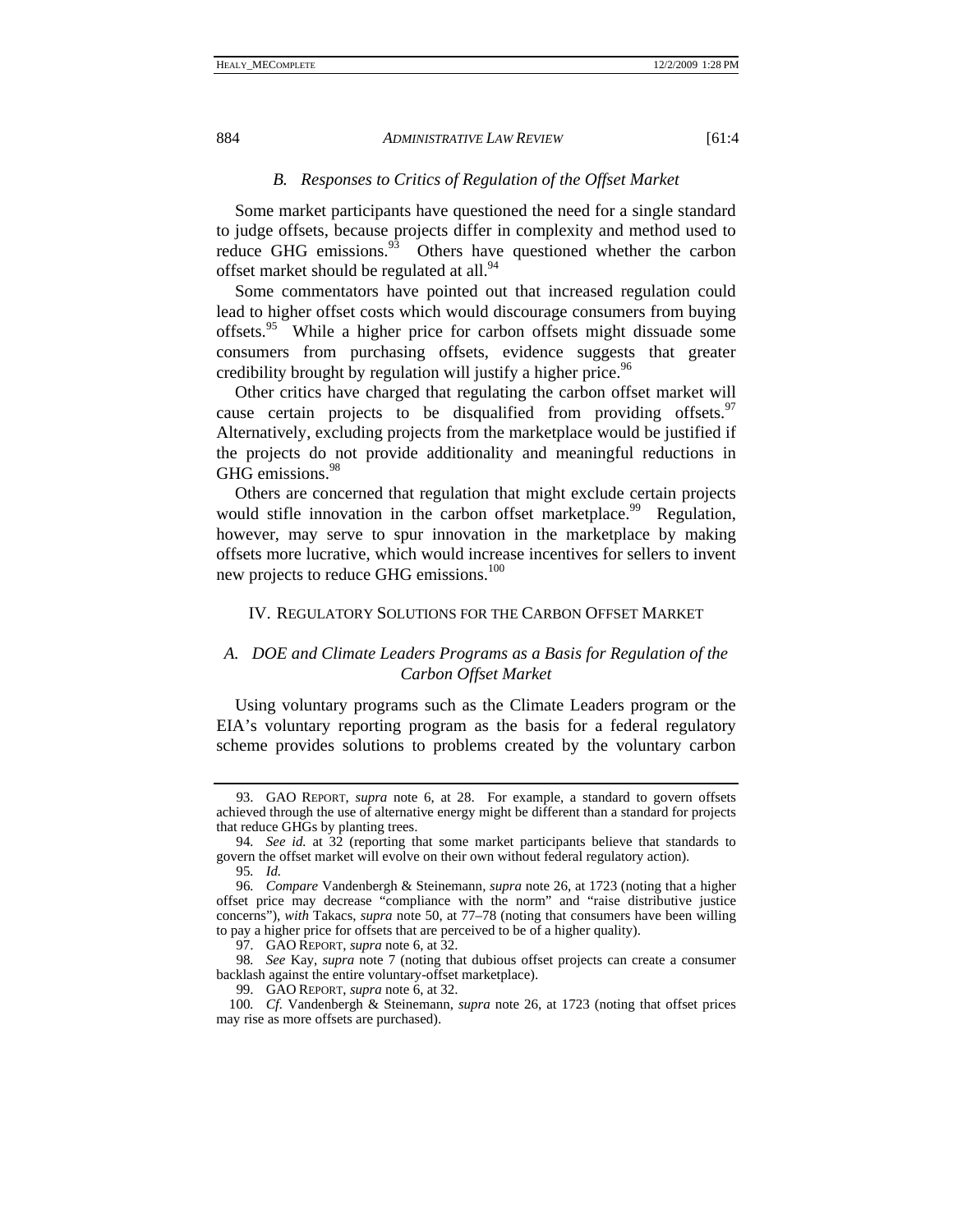### *B. Responses to Critics of Regulation of the Offset Market*

Some market participants have questioned the need for a single standard to judge offsets, because projects differ in complexity and method used to reduce GHG emissions.[93] Others have questioned whether the carbon offset market should be regulated at all.[94]

Some commentators have pointed out that increased regulation could lead to higher offset costs which would discourage consumers from buying offsets.[95] While a higher price for carbon offsets might dissuade some consumers from purchasing offsets, evidence suggests that greater credibility brought by regulation will justify a higher price.[96]

Other critics have charged that regulating the carbon offset market will cause certain projects to be disqualified from providing offsets.[97] Alternatively, excluding projects from the marketplace would be justified if the projects do not provide additionality and meaningful reductions in GHG emissions.[98]

Others are concerned that regulation that might exclude certain projects would stifle innovation in the carbon offset marketplace.[99] Regulation, however, may serve to spur innovation in the marketplace by making offsets more lucrative, which would increase incentives for sellers to invent new projects to reduce GHG emissions.[100]

## IV. REGULATORY SOLUTIONS FOR THE CARBON OFFSET MARKET

### *A. DOE and Climate Leaders Programs as a Basis for Regulation of the Carbon Offset Market*

Using voluntary programs such as the Climate Leaders program or the EIA's voluntary reporting program as the basis for a federal regulatory scheme provides solutions to problems created by the voluntary carbon

---

93. GAO REPORT, *supra* note 6, at 28. For example, a standard to govern offsets achieved through the use of alternative energy might be different than a standard for projects that reduce GHGs by planting trees.

94. *See id.* at 32 (reporting that some market participants believe that standards to govern the offset market will evolve on their own without federal regulatory action).

95. *Id.*

96. *Compare* Vandenbergh & Steinemann, *supra* note 26, at 1723 (noting that a higher offset price may decrease "compliance with the norm" and "raise distributive justice concerns"), *with* Takacs, *supra* note 50, at 77–78 (noting that consumers have been willing to pay a higher price for offsets that are perceived to be of a higher quality).

97. GAO REPORT, *supra* note 6, at 32.

98. *See* Kay, *supra* note 7 (noting that dubious offset projects can create a consumer backlash against the entire voluntary-offset marketplace).

99. GAO REPORT, *supra* note 6, at 32.

100. *Cf.* Vandenbergh & Steinemann, *supra* note 26, at 1723 (noting that offset prices may rise as more offsets are purchased).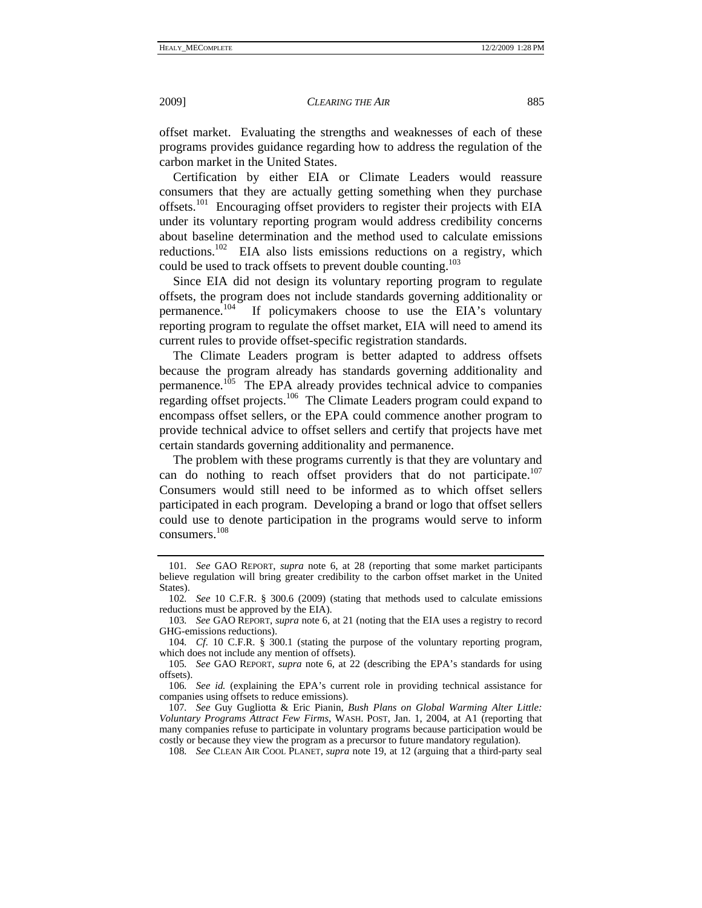offset market. Evaluating the strengths and weaknesses of each of these programs provides guidance regarding how to address the regulation of the carbon market in the United States.

Certification by either EIA or Climate Leaders would reassure consumers that they are actually getting something when they purchase offsets.[101] Encouraging offset providers to register their projects with EIA under its voluntary reporting program would address credibility concerns about baseline determination and the method used to calculate emissions reductions.[102] EIA also lists emissions reductions on a registry, which could be used to track offsets to prevent double counting.[103]

Since EIA did not design its voluntary reporting program to regulate offsets, the program does not include standards governing additionality or permanence.[104] If policymakers choose to use the EIA's voluntary reporting program to regulate the offset market, EIA will need to amend its current rules to provide offset-specific registration standards.

The Climate Leaders program is better adapted to address offsets because the program already has standards governing additionality and permanence.[105] The EPA already provides technical advice to companies regarding offset projects.[106] The Climate Leaders program could expand to encompass offset sellers, or the EPA could commence another program to provide technical advice to offset sellers and certify that projects have met certain standards governing additionality and permanence.

The problem with these programs currently is that they are voluntary and can do nothing to reach offset providers that do not participate.[107] Consumers would still need to be informed as to which offset sellers participated in each program. Developing a brand or logo that offset sellers could use to denote participation in the programs would serve to inform consumers.[108]

---

101. *See* GAO REPORT, *supra* note 6, at 28 (reporting that some market participants believe regulation will bring greater credibility to the carbon offset market in the United States).

102. *See* 10 C.F.R. § 300.6 (2009) (stating that methods used to calculate emissions reductions must be approved by the EIA).

103. *See* GAO REPORT, *supra* note 6, at 21 (noting that the EIA uses a registry to record GHG-emissions reductions).

104. *Cf.* 10 C.F.R. § 300.1 (stating the purpose of the voluntary reporting program, which does not include any mention of offsets).

105. *See* GAO REPORT, *supra* note 6, at 22 (describing the EPA's standards for using offsets).

106. *See id.* (explaining the EPA's current role in providing technical assistance for companies using offsets to reduce emissions).

107. *See* Guy Gugliotta & Eric Pianin, *Bush Plans on Global Warming Alter Little: Voluntary Programs Attract Few Firms*, WASH. POST, Jan. 1, 2004, at A1 (reporting that many companies refuse to participate in voluntary programs because participation would be costly or because they view the program as a precursor to future mandatory regulation).

108. *See* CLEAN AIR COOL PLANET, *supra* note 19, at 12 (arguing that a third-party seal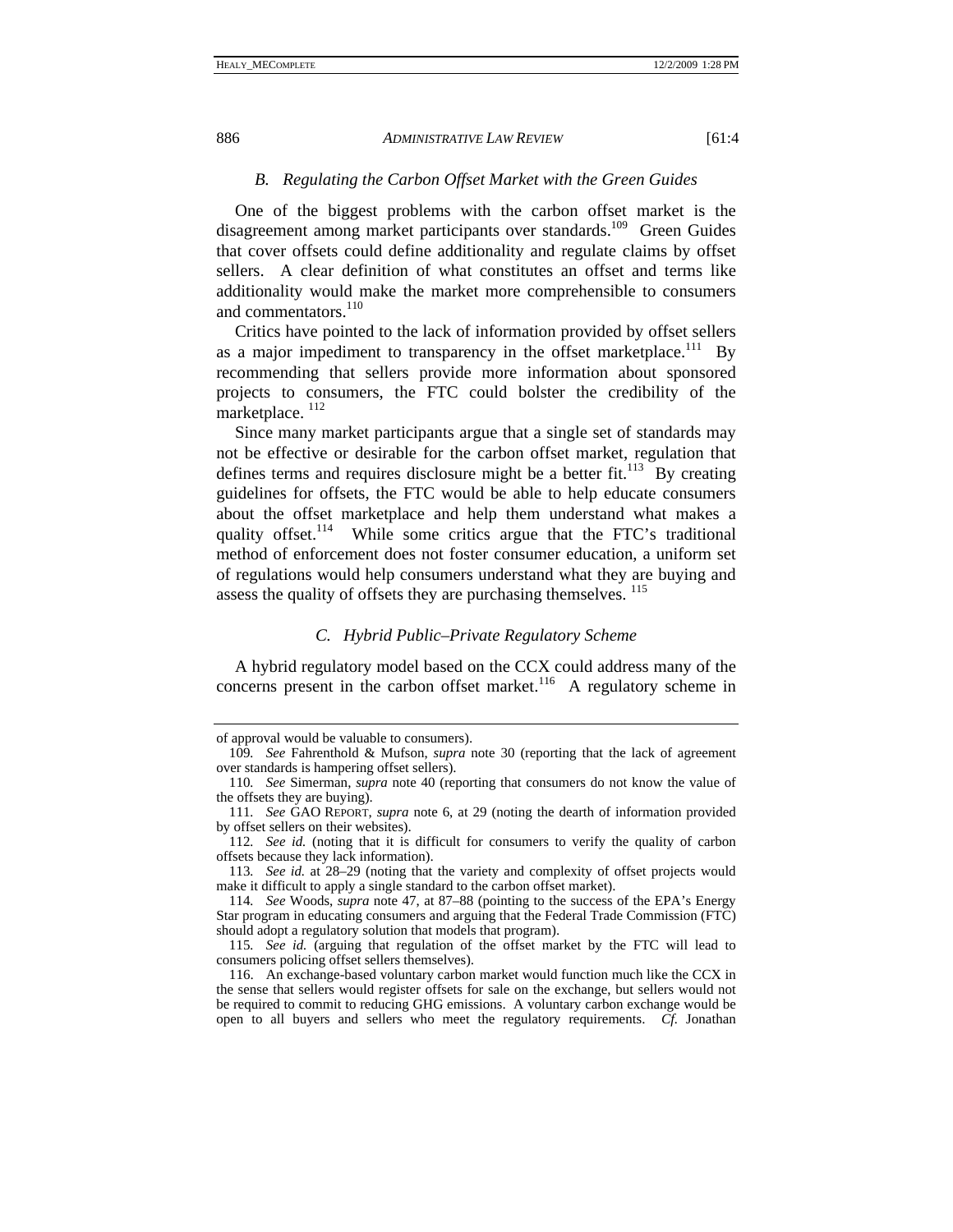### *B. Regulating the Carbon Offset Market with the Green Guides*

One of the biggest problems with the carbon offset market is the disagreement among market participants over standards.[109] Green Guides that cover offsets could define additionality and regulate claims by offset sellers. A clear definition of what constitutes an offset and terms like additionality would make the market more comprehensible to consumers and commentators.[110]

Critics have pointed to the lack of information provided by offset sellers as a major impediment to transparency in the offset marketplace.[111] By recommending that sellers provide more information about sponsored projects to consumers, the FTC could bolster the credibility of the marketplace.[112]

Since many market participants argue that a single set of standards may not be effective or desirable for the carbon offset market, regulation that defines terms and requires disclosure might be a better fit.[113] By creating guidelines for offsets, the FTC would be able to help educate consumers about the offset marketplace and help them understand what makes a quality offset.[114] While some critics argue that the FTC's traditional method of enforcement does not foster consumer education, a uniform set of regulations would help consumers understand what they are buying and assess the quality of offsets they are purchasing themselves.[115]

### *C. Hybrid Public–Private Regulatory Scheme*

A hybrid regulatory model based on the CCX could address many of the concerns present in the carbon offset market.[116] A regulatory scheme in

---

of approval would be valuable to consumers).

109. *See* Fahrenthold & Mufson, *supra* note 30 (reporting that the lack of agreement over standards is hampering offset sellers).

110. *See* Simerman, *supra* note 40 (reporting that consumers do not know the value of the offsets they are buying).

111. *See* GAO REPORT, *supra* note 6, at 29 (noting the dearth of information provided by offset sellers on their websites).

112. *See id.* (noting that it is difficult for consumers to verify the quality of carbon offsets because they lack information).

113. *See id.* at 28–29 (noting that the variety and complexity of offset projects would make it difficult to apply a single standard to the carbon offset market).

114. *See* Woods, *supra* note 47, at 87–88 (pointing to the success of the EPA's Energy Star program in educating consumers and arguing that the Federal Trade Commission (FTC) should adopt a regulatory solution that models that program).

115. *See id.* (arguing that regulation of the offset market by the FTC will lead to consumers policing offset sellers themselves).

116. An exchange-based voluntary carbon market would function much like the CCX in the sense that sellers would register offsets for sale on the exchange, but sellers would not be required to commit to reducing GHG emissions. A voluntary carbon exchange would be open to all buyers and sellers who meet the regulatory requirements. *Cf.* Jonathan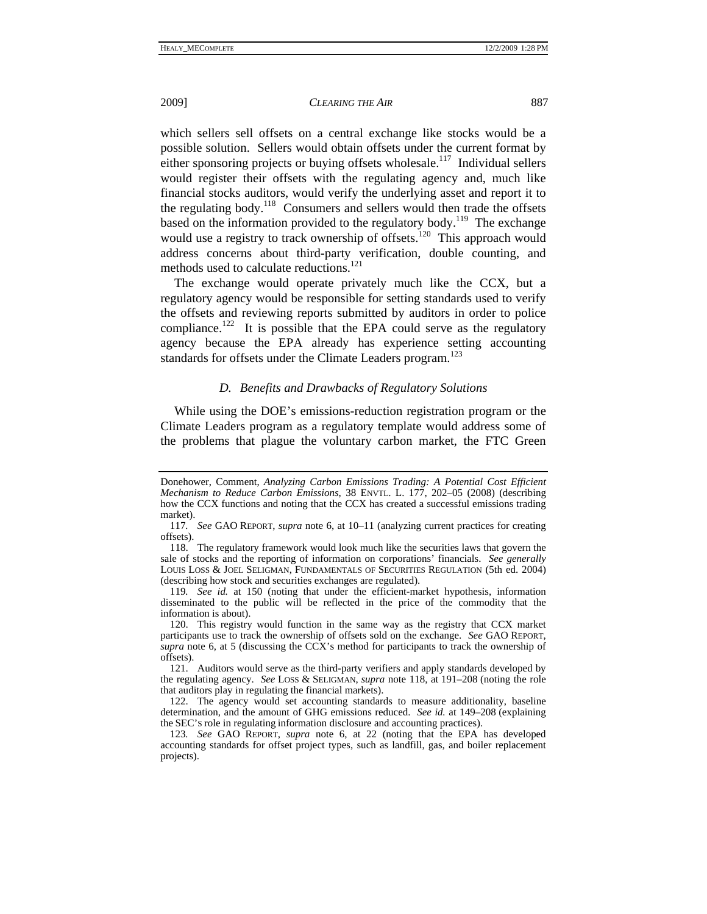which sellers sell offsets on a central exchange like stocks would be a possible solution. Sellers would obtain offsets under the current format by either sponsoring projects or buying offsets wholesale.[117] Individual sellers would register their offsets with the regulating agency and, much like financial stocks auditors, would verify the underlying asset and report it to the regulating body.[118] Consumers and sellers would then trade the offsets based on the information provided to the regulatory body.[119] The exchange would use a registry to track ownership of offsets.[120] This approach would address concerns about third-party verification, double counting, and methods used to calculate reductions.[121]

The exchange would operate privately much like the CCX, but a regulatory agency would be responsible for setting standards used to verify the offsets and reviewing reports submitted by auditors in order to police compliance.[122] It is possible that the EPA could serve as the regulatory agency because the EPA already has experience setting accounting standards for offsets under the Climate Leaders program.[123]

### *D. Benefits and Drawbacks of Regulatory Solutions*

While using the DOE's emissions-reduction registration program or the Climate Leaders program as a regulatory template would address some of the problems that plague the voluntary carbon market, the FTC Green

---

Donehower, Comment, *Analyzing Carbon Emissions Trading: A Potential Cost Efficient Mechanism to Reduce Carbon Emissions*, 38 ENVTL. L. 177, 202–05 (2008) (describing how the CCX functions and noting that the CCX has created a successful emissions trading market).

117. *See* GAO REPORT, *supra* note 6, at 10–11 (analyzing current practices for creating offsets).

118. The regulatory framework would look much like the securities laws that govern the sale of stocks and the reporting of information on corporations' financials. *See generally* LOUIS LOSS & JOEL SELIGMAN, FUNDAMENTALS OF SECURITIES REGULATION (5th ed. 2004) (describing how stock and securities exchanges are regulated).

119. *See id.* at 150 (noting that under the efficient-market hypothesis, information disseminated to the public will be reflected in the price of the commodity that the information is about).

120. This registry would function in the same way as the registry that CCX market participants use to track the ownership of offsets sold on the exchange. *See* GAO REPORT, *supra* note 6, at 5 (discussing the CCX's method for participants to track the ownership of offsets).

121. Auditors would serve as the third-party verifiers and apply standards developed by the regulating agency. *See* LOSS & SELIGMAN, *supra* note 118, at 191–208 (noting the role that auditors play in regulating the financial markets).

122. The agency would set accounting standards to measure additionality, baseline determination, and the amount of GHG emissions reduced. *See id.* at 149–208 (explaining the SEC's role in regulating information disclosure and accounting practices).

123. *See* GAO REPORT, *supra* note 6, at 22 (noting that the EPA has developed accounting standards for offset project types, such as landfill, gas, and boiler replacement projects).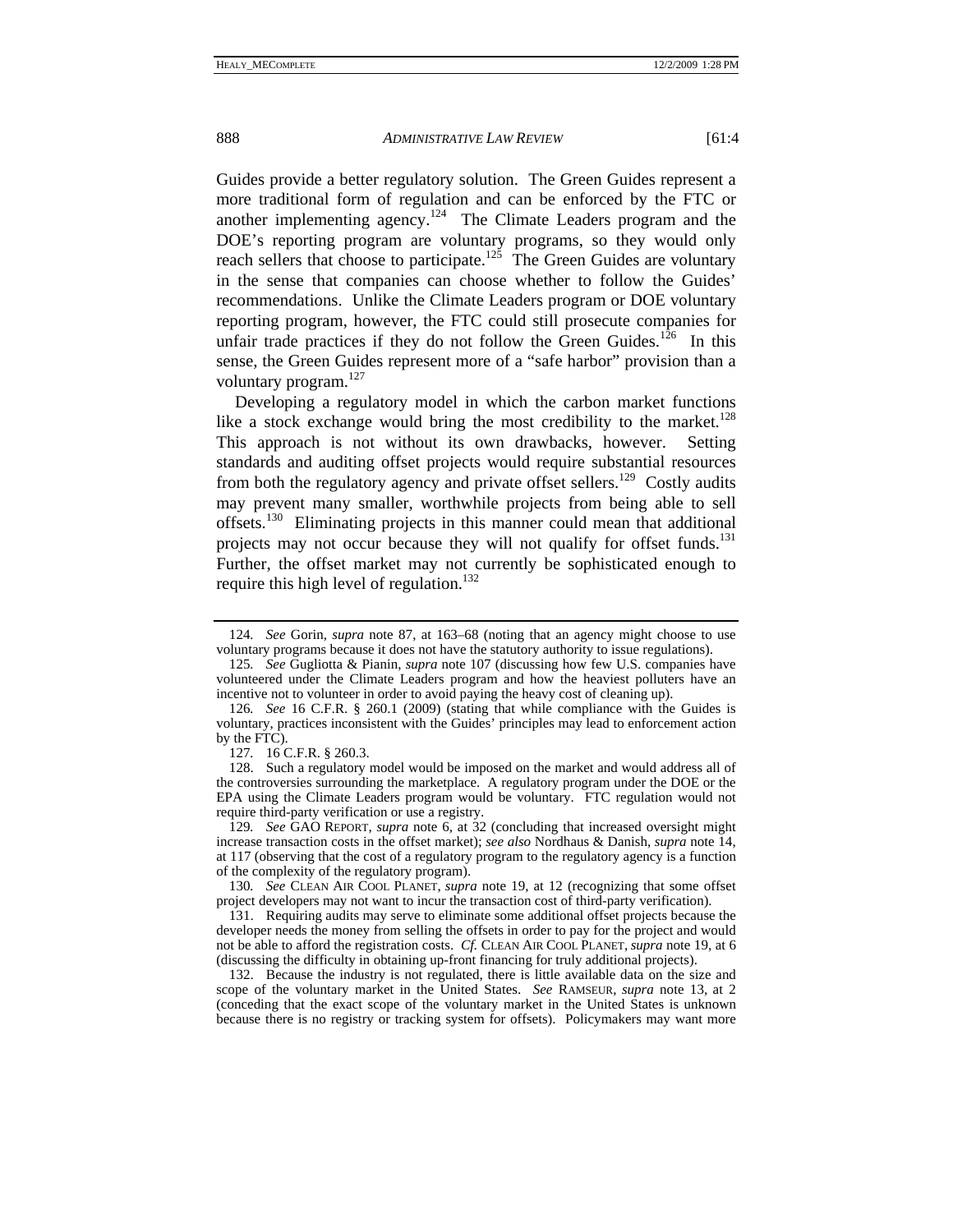Guides provide a better regulatory solution. The Green Guides represent a more traditional form of regulation and can be enforced by the FTC or another implementing agency.[124] The Climate Leaders program and the DOE's reporting program are voluntary programs, so they would only reach sellers that choose to participate.[125] The Green Guides are voluntary in the sense that companies can choose whether to follow the Guides' recommendations. Unlike the Climate Leaders program or DOE voluntary reporting program, however, the FTC could still prosecute companies for unfair trade practices if they do not follow the Green Guides.[126] In this sense, the Green Guides represent more of a "safe harbor" provision than a voluntary program.[127]

Developing a regulatory model in which the carbon market functions like a stock exchange would bring the most credibility to the market.[128] This approach is not without its own drawbacks, however. Setting standards and auditing offset projects would require substantial resources from both the regulatory agency and private offset sellers.[129] Costly audits may prevent many smaller, worthwhile projects from being able to sell offsets.[130] Eliminating projects in this manner could mean that additional projects may not occur because they will not qualify for offset funds.[131] Further, the offset market may not currently be sophisticated enough to require this high level of regulation.[132]

---

124. *See* Gorin, *supra* note 87, at 163–68 (noting that an agency might choose to use voluntary programs because it does not have the statutory authority to issue regulations).

125. *See* Gugliotta & Pianin, *supra* note 107 (discussing how few U.S. companies have volunteered under the Climate Leaders program and how the heaviest polluters have an incentive not to volunteer in order to avoid paying the heavy cost of cleaning up).

126. *See* 16 C.F.R. § 260.1 (2009) (stating that while compliance with the Guides is voluntary, practices inconsistent with the Guides' principles may lead to enforcement action by the FTC).

127. 16 C.F.R. § 260.3.

128. Such a regulatory model would be imposed on the market and would address all of the controversies surrounding the marketplace. A regulatory program under the DOE or the EPA using the Climate Leaders program would be voluntary. FTC regulation would not require third-party verification or use a registry.

129. *See* GAO REPORT, *supra* note 6, at 32 (concluding that increased oversight might increase transaction costs in the offset market); *see also* Nordhaus & Danish, *supra* note 14, at 117 (observing that the cost of a regulatory program to the regulatory agency is a function of the complexity of the regulatory program).

130. *See* CLEAN AIR COOL PLANET, *supra* note 19, at 12 (recognizing that some offset project developers may not want to incur the transaction cost of third-party verification).

131. Requiring audits may serve to eliminate some additional offset projects because the developer needs the money from selling the offsets in order to pay for the project and would not be able to afford the registration costs. *Cf.* CLEAN AIR COOL PLANET, *supra* note 19, at 6 (discussing the difficulty in obtaining up-front financing for truly additional projects).

132. Because the industry is not regulated, there is little available data on the size and scope of the voluntary market in the United States. *See* RAMSEUR, *supra* note 13, at 2 (conceding that the exact scope of the voluntary market in the United States is unknown because there is no registry or tracking system for offsets). Policymakers may want more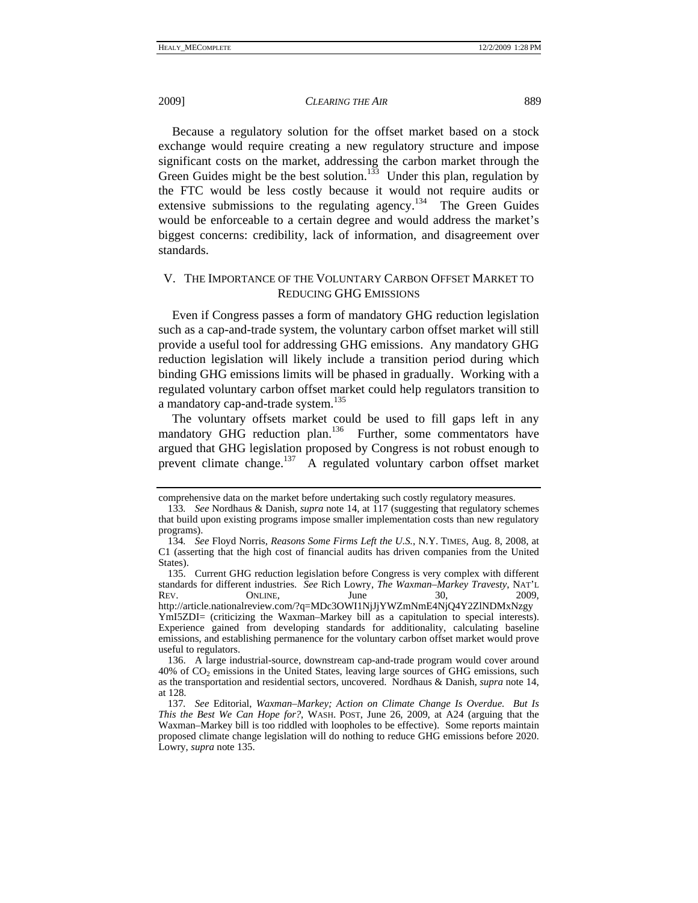Because a regulatory solution for the offset market based on a stock exchange would require creating a new regulatory structure and impose significant costs on the market, addressing the carbon market through the Green Guides might be the best solution.[133] Under this plan, regulation by the FTC would be less costly because it would not require audits or extensive submissions to the regulating agency.[134] The Green Guides would be enforceable to a certain degree and would address the market's biggest concerns: credibility, lack of information, and disagreement over standards.

## V. THE IMPORTANCE OF THE VOLUNTARY CARBON OFFSET MARKET TO REDUCING GHG EMISSIONS

Even if Congress passes a form of mandatory GHG reduction legislation such as a cap-and-trade system, the voluntary carbon offset market will still provide a useful tool for addressing GHG emissions. Any mandatory GHG reduction legislation will likely include a transition period during which binding GHG emissions limits will be phased in gradually. Working with a regulated voluntary carbon offset market could help regulators transition to a mandatory cap-and-trade system.[135]

The voluntary offsets market could be used to fill gaps left in any mandatory GHG reduction plan.[136] Further, some commentators have argued that GHG legislation proposed by Congress is not robust enough to prevent climate change.[137] A regulated voluntary carbon offset market

---

comprehensive data on the market before undertaking such costly regulatory measures.

133. *See* Nordhaus & Danish, *supra* note 14, at 117 (suggesting that regulatory schemes that build upon existing programs impose smaller implementation costs than new regulatory programs).

134. *See* Floyd Norris, *Reasons Some Firms Left the U.S.*, N.Y. TIMES, Aug. 8, 2008, at C1 (asserting that the high cost of financial audits has driven companies from the United States).

135. Current GHG reduction legislation before Congress is very complex with different standards for different industries. *See* Rich Lowry, *The Waxman–Markey Travesty*, NAT'L REV. ONLINE, June 30, 2009, http://article.nationalreview.com/?q=MDc3OWI1NjJjYWZmNmE4NjQ4Y2ZlNDMxNzgy YmI5ZDI= (criticizing the Waxman–Markey bill as a capitulation to special interests). Experience gained from developing standards for additionality, calculating baseline emissions, and establishing permanence for the voluntary carbon offset market would prove useful to regulators.

136. A large industrial-source, downstream cap-and-trade program would cover around 40% of $CO_2$ emissions in the United States, leaving large sources of GHG emissions, such as the transportation and residential sectors, uncovered. Nordhaus & Danish, *supra* note 14, at 128.

137. *See* Editorial, *Waxman–Markey; Action on Climate Change Is Overdue. But Is This the Best We Can Hope for?*, WASH. POST, June 26, 2009, at A24 (arguing that the Waxman–Markey bill is too riddled with loopholes to be effective). Some reports maintain proposed climate change legislation will do nothing to reduce GHG emissions before 2020. Lowry, *supra* note 135.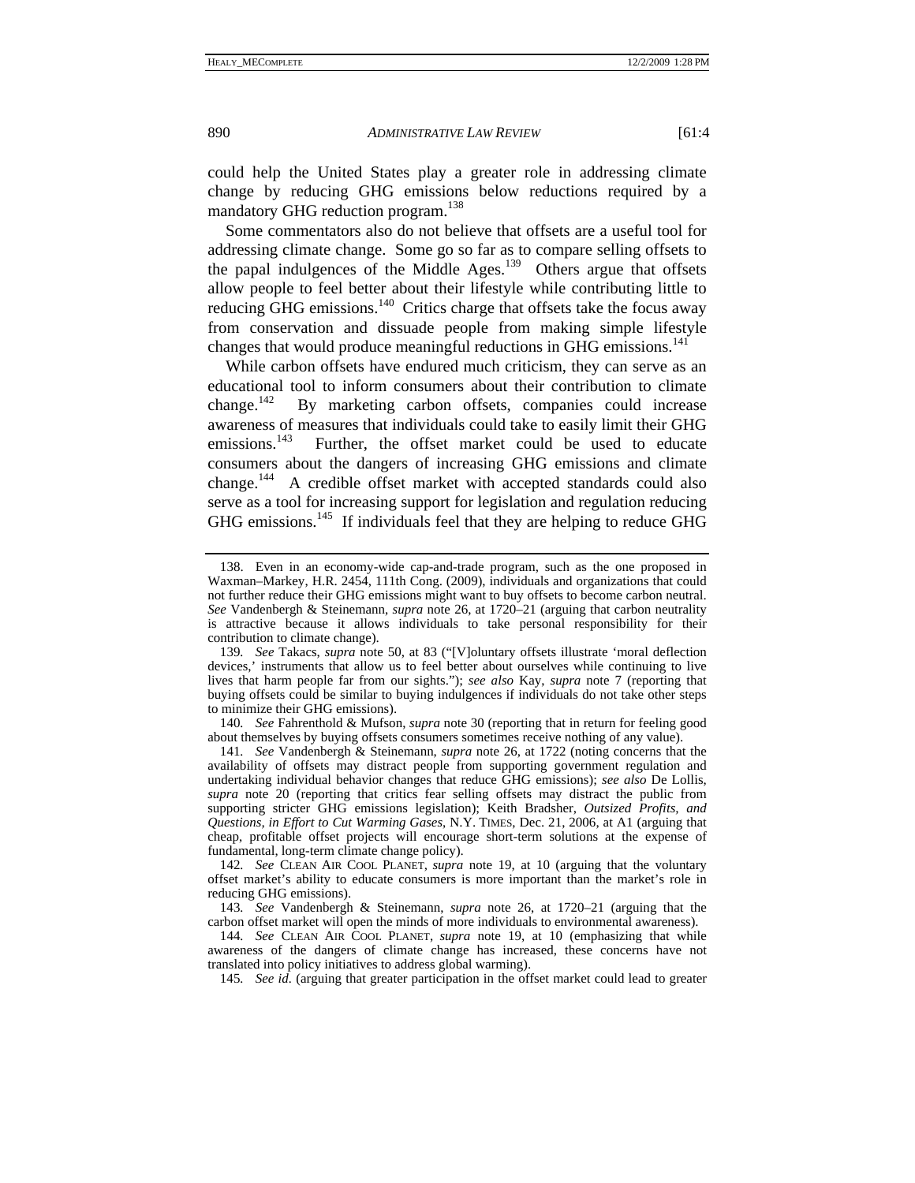could help the United States play a greater role in addressing climate change by reducing GHG emissions below reductions required by a mandatory GHG reduction program.[138]

Some commentators also do not believe that offsets are a useful tool for addressing climate change. Some go so far as to compare selling offsets to the papal indulgences of the Middle Ages.[139] Others argue that offsets allow people to feel better about their lifestyle while contributing little to reducing GHG emissions.[140] Critics charge that offsets take the focus away from conservation and dissuade people from making simple lifestyle changes that would produce meaningful reductions in GHG emissions.[141]

While carbon offsets have endured much criticism, they can serve as an educational tool to inform consumers about their contribution to climate change.[142] By marketing carbon offsets, companies could increase awareness of measures that individuals could take to easily limit their GHG emissions.[143] Further, the offset market could be used to educate consumers about the dangers of increasing GHG emissions and climate change.[144] A credible offset market with accepted standards could also serve as a tool for increasing support for legislation and regulation reducing GHG emissions.[145] If individuals feel that they are helping to reduce GHG

---

138. Even in an economy-wide cap-and-trade program, such as the one proposed in Waxman–Markey, H.R. 2454, 111th Cong. (2009), individuals and organizations that could not further reduce their GHG emissions might want to buy offsets to become carbon neutral. *See* Vandenbergh & Steinemann, *supra* note 26, at 1720–21 (arguing that carbon neutrality is attractive because it allows individuals to take personal responsibility for their contribution to climate change).

139. *See* Takacs, *supra* note 50, at 83 ("[V]oluntary offsets illustrate 'moral deflection devices,' instruments that allow us to feel better about ourselves while continuing to live lives that harm people far from our sights."); *see also* Kay, *supra* note 7 (reporting that buying offsets could be similar to buying indulgences if individuals do not take other steps to minimize their GHG emissions).

140. *See* Fahrenthold & Mufson, *supra* note 30 (reporting that in return for feeling good about themselves by buying offsets consumers sometimes receive nothing of any value).

141. *See* Vandenbergh & Steinemann, *supra* note 26, at 1722 (noting concerns that the availability of offsets may distract people from supporting government regulation and undertaking individual behavior changes that reduce GHG emissions); *see also* De Lollis, *supra* note 20 (reporting that critics fear selling offsets may distract the public from supporting stricter GHG emissions legislation); Keith Bradsher, *Outsized Profits, and Questions, in Effort to Cut Warming Gases*, N.Y. TIMES, Dec. 21, 2006, at A1 (arguing that cheap, profitable offset projects will encourage short-term solutions at the expense of fundamental, long-term climate change policy).

142. *See* CLEAN AIR COOL PLANET, *supra* note 19, at 10 (arguing that the voluntary offset market's ability to educate consumers is more important than the market's role in reducing GHG emissions).

143. *See* Vandenbergh & Steinemann, *supra* note 26, at 1720–21 (arguing that the carbon offset market will open the minds of more individuals to environmental awareness).

144. *See* CLEAN AIR COOL PLANET, *supra* note 19, at 10 (emphasizing that while awareness of the dangers of climate change has increased, these concerns have not translated into policy initiatives to address global warming).

145. *See id.* (arguing that greater participation in the offset market could lead to greater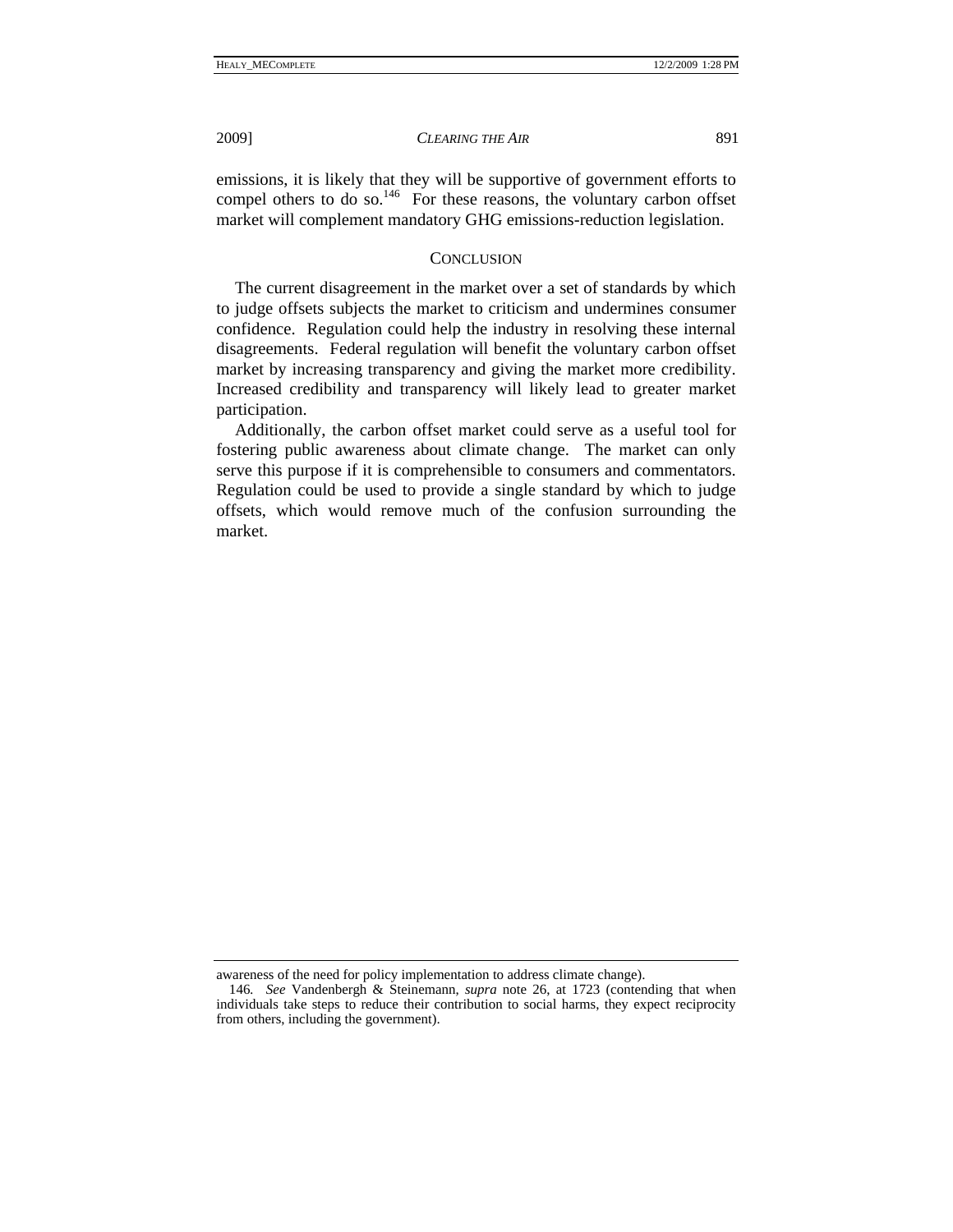emissions, it is likely that they will be supportive of government efforts to compel others to do so.[146] For these reasons, the voluntary carbon offset market will complement mandatory GHG emissions-reduction legislation.

## CONCLUSION

The current disagreement in the market over a set of standards by which to judge offsets subjects the market to criticism and undermines consumer confidence. Regulation could help the industry in resolving these internal disagreements. Federal regulation will benefit the voluntary carbon offset market by increasing transparency and giving the market more credibility. Increased credibility and transparency will likely lead to greater market participation.

Additionally, the carbon offset market could serve as a useful tool for fostering public awareness about climate change. The market can only serve this purpose if it is comprehensible to consumers and commentators. Regulation could be used to provide a single standard by which to judge offsets, which would remove much of the confusion surrounding the market.

---

awareness of the need for policy implementation to address climate change).

146. *See* Vandenbergh & Steinemann, *supra* note 26, at 1723 (contending that when individuals take steps to reduce their contribution to social harms, they expect reciprocity from others, including the government).